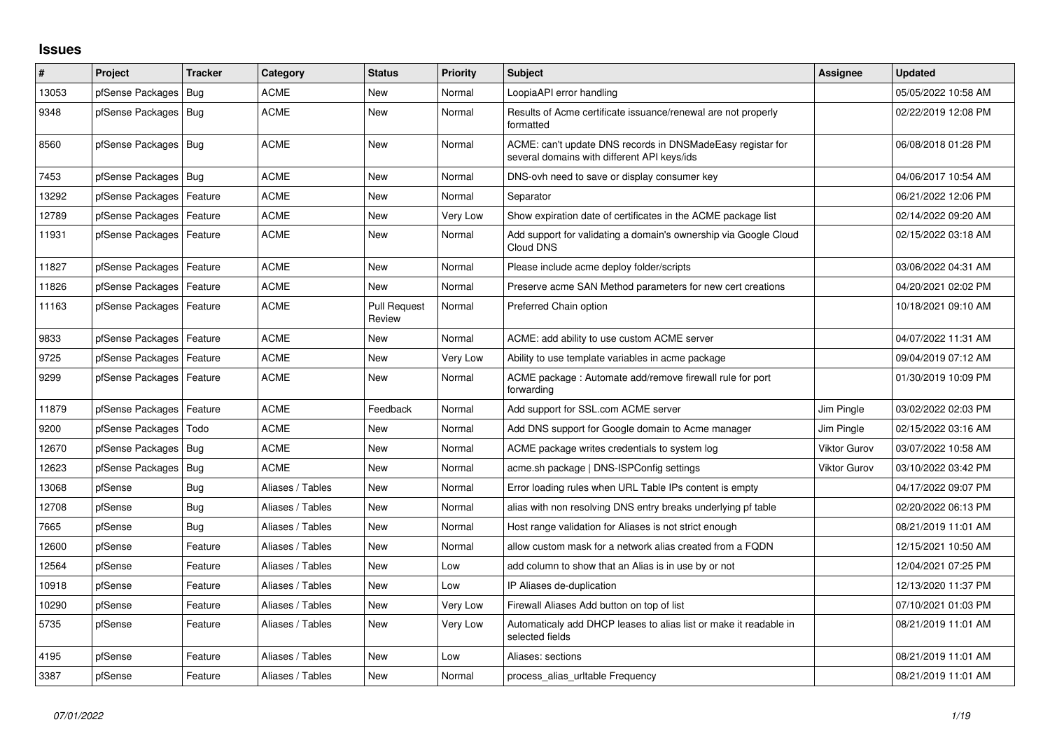## Issues

| # | Project | Tracker | Category | Status | Priority | Subject | Assignee | Updated |
|---|---|---|---|---|---|---|---|---|
| 13053 | pfSense Packages | Bug | ACME | New | Normal | LoopiaAPI error handling | | 05/05/2022 10:58 AM |
| 9348 | pfSense Packages | Bug | ACME | New | Normal | Results of Acme certificate issuance/renewal are not properly formatted | | 02/22/2019 12:08 PM |
| 8560 | pfSense Packages | Bug | ACME | New | Normal | ACME: can't update DNS records in DNSMadeEasy registar for several domains with different API keys/ids | | 06/08/2018 01:28 PM |
| 7453 | pfSense Packages | Bug | ACME | New | Normal | DNS-ovh need to save or display consumer key | | 04/06/2017 10:54 AM |
| 13292 | pfSense Packages | Feature | ACME | New | Normal | Separator | | 06/21/2022 12:06 PM |
| 12789 | pfSense Packages | Feature | ACME | New | Very Low | Show expiration date of certificates in the ACME package list | | 02/14/2022 09:20 AM |
| 11931 | pfSense Packages | Feature | ACME | New | Normal | Add support for validating a domain's ownership via Google Cloud Cloud DNS | | 02/15/2022 03:18 AM |
| 11827 | pfSense Packages | Feature | ACME | New | Normal | Please include acme deploy folder/scripts | | 03/06/2022 04:31 AM |
| 11826 | pfSense Packages | Feature | ACME | New | Normal | Preserve acme SAN Method parameters for new cert creations | | 04/20/2021 02:02 PM |
| 11163 | pfSense Packages | Feature | ACME | Pull Request Review | Normal | Preferred Chain option | | 10/18/2021 09:10 AM |
| 9833 | pfSense Packages | Feature | ACME | New | Normal | ACME: add ability to use custom ACME server | | 04/07/2022 11:31 AM |
| 9725 | pfSense Packages | Feature | ACME | New | Very Low | Ability to use template variables in acme package | | 09/04/2019 07:12 AM |
| 9299 | pfSense Packages | Feature | ACME | New | Normal | ACME package : Automate add/remove firewall rule for port forwarding | | 01/30/2019 10:09 PM |
| 11879 | pfSense Packages | Feature | ACME | Feedback | Normal | Add support for SSL.com ACME server | Jim Pingle | 03/02/2022 02:03 PM |
| 9200 | pfSense Packages | Todo | ACME | New | Normal | Add DNS support for Google domain to Acme manager | Jim Pingle | 02/15/2022 03:16 AM |
| 12670 | pfSense Packages | Bug | ACME | New | Normal | ACME package writes credentials to system log | Viktor Gurov | 03/07/2022 10:58 AM |
| 12623 | pfSense Packages | Bug | ACME | New | Normal | acme.sh package \| DNS-ISPConfig settings | Viktor Gurov | 03/10/2022 03:42 PM |
| 13068 | pfSense | Bug | Aliases / Tables | New | Normal | Error loading rules when URL Table IPs content is empty | | 04/17/2022 09:07 PM |
| 12708 | pfSense | Bug | Aliases / Tables | New | Normal | alias with non resolving DNS entry breaks underlying pf table | | 02/20/2022 06:13 PM |
| 7665 | pfSense | Bug | Aliases / Tables | New | Normal | Host range validation for Aliases is not strict enough | | 08/21/2019 11:01 AM |
| 12600 | pfSense | Feature | Aliases / Tables | New | Normal | allow custom mask for a network alias created from a FQDN | | 12/15/2021 10:50 AM |
| 12564 | pfSense | Feature | Aliases / Tables | New | Low | add column to show that an Alias is in use by or not | | 12/04/2021 07:25 PM |
| 10918 | pfSense | Feature | Aliases / Tables | New | Low | IP Aliases de-duplication | | 12/13/2020 11:37 PM |
| 10290 | pfSense | Feature | Aliases / Tables | New | Very Low | Firewall Aliases Add button on top of list | | 07/10/2021 01:03 PM |
| 5735 | pfSense | Feature | Aliases / Tables | New | Very Low | Automaticaly add DHCP leases to alias list or make it readable in selected fields | | 08/21/2019 11:01 AM |
| 4195 | pfSense | Feature | Aliases / Tables | New | Low | Aliases: sections | | 08/21/2019 11:01 AM |
| 3387 | pfSense | Feature | Aliases / Tables | New | Normal | process_alias_urltable Frequency | | 08/21/2019 11:01 AM |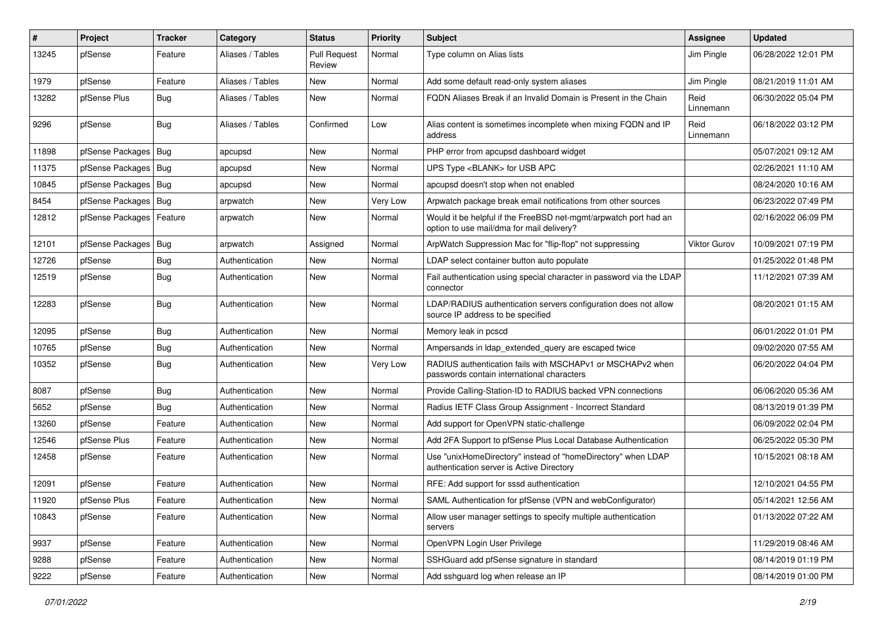| # | Project | Tracker | Category | Status | Priority | Subject | Assignee | Updated |
|---|---|---|---|---|---|---|---|---|
| 13245 | pfSense | Feature | Aliases / Tables | Pull Request Review | Normal | Type column on Alias lists | Jim Pingle | 06/28/2022 12:01 PM |
| 1979 | pfSense | Feature | Aliases / Tables | New | Normal | Add some default read-only system aliases | Jim Pingle | 08/21/2019 11:01 AM |
| 13282 | pfSense Plus | Bug | Aliases / Tables | New | Normal | FQDN Aliases Break if an Invalid Domain is Present in the Chain | Reid Linnemann | 06/30/2022 05:04 PM |
| 9296 | pfSense | Bug | Aliases / Tables | Confirmed | Low | Alias content is sometimes incomplete when mixing FQDN and IP address | Reid Linnemann | 06/18/2022 03:12 PM |
| 11898 | pfSense Packages | Bug | apcupsd | New | Normal | PHP error from apcupsd dashboard widget | | 05/07/2021 09:12 AM |
| 11375 | pfSense Packages | Bug | apcupsd | New | Normal | UPS Type <BLANK> for USB APC | | 02/26/2021 11:10 AM |
| 10845 | pfSense Packages | Bug | apcupsd | New | Normal | apcupsd doesn't stop when not enabled | | 08/24/2020 10:16 AM |
| 8454 | pfSense Packages | Bug | arpwatch | New | Very Low | Arpwatch package break email notifications from other sources | | 06/23/2022 07:49 PM |
| 12812 | pfSense Packages | Feature | arpwatch | New | Normal | Would it be helpful if the FreeBSD net-mgmt/arpwatch port had an option to use mail/dma for mail delivery? | | 02/16/2022 06:09 PM |
| 12101 | pfSense Packages | Bug | arpwatch | Assigned | Normal | ArpWatch Suppression Mac for "flip-flop" not suppressing | Viktor Gurov | 10/09/2021 07:19 PM |
| 12726 | pfSense | Bug | Authentication | New | Normal | LDAP select container button auto populate | | 01/25/2022 01:48 PM |
| 12519 | pfSense | Bug | Authentication | New | Normal | Fail authentication using special character in password via the LDAP connector | | 11/12/2021 07:39 AM |
| 12283 | pfSense | Bug | Authentication | New | Normal | LDAP/RADIUS authentication servers configuration does not allow source IP address to be specified | | 08/20/2021 01:15 AM |
| 12095 | pfSense | Bug | Authentication | New | Normal | Memory leak in pcscd | | 06/01/2022 01:01 PM |
| 10765 | pfSense | Bug | Authentication | New | Normal | Ampersands in ldap_extended_query are escaped twice | | 09/02/2020 07:55 AM |
| 10352 | pfSense | Bug | Authentication | New | Very Low | RADIUS authentication fails with MSCHAPv1 or MSCHAPv2 when passwords contain international characters | | 06/20/2022 04:04 PM |
| 8087 | pfSense | Bug | Authentication | New | Normal | Provide Calling-Station-ID to RADIUS backed VPN connections | | 06/06/2020 05:36 AM |
| 5652 | pfSense | Bug | Authentication | New | Normal | Radius IETF Class Group Assignment - Incorrect Standard | | 08/13/2019 01:39 PM |
| 13260 | pfSense | Feature | Authentication | New | Normal | Add support for OpenVPN static-challenge | | 06/09/2022 02:04 PM |
| 12546 | pfSense Plus | Feature | Authentication | New | Normal | Add 2FA Support to pfSense Plus Local Database Authentication | | 06/25/2022 05:30 PM |
| 12458 | pfSense | Feature | Authentication | New | Normal | Use "unixHomeDirectory" instead of "homeDirectory" when LDAP authentication server is Active Directory | | 10/15/2021 08:18 AM |
| 12091 | pfSense | Feature | Authentication | New | Normal | RFE: Add support for sssd authentication | | 12/10/2021 04:55 PM |
| 11920 | pfSense Plus | Feature | Authentication | New | Normal | SAML Authentication for pfSense (VPN and webConfigurator) | | 05/14/2021 12:56 AM |
| 10843 | pfSense | Feature | Authentication | New | Normal | Allow user manager settings to specify multiple authentication servers | | 01/13/2022 07:22 AM |
| 9937 | pfSense | Feature | Authentication | New | Normal | OpenVPN Login User Privilege | | 11/29/2019 08:46 AM |
| 9288 | pfSense | Feature | Authentication | New | Normal | SSHGuard add pfSense signature in standard | | 08/14/2019 01:19 PM |
| 9222 | pfSense | Feature | Authentication | New | Normal | Add sshguard log when release an IP | | 08/14/2019 01:00 PM |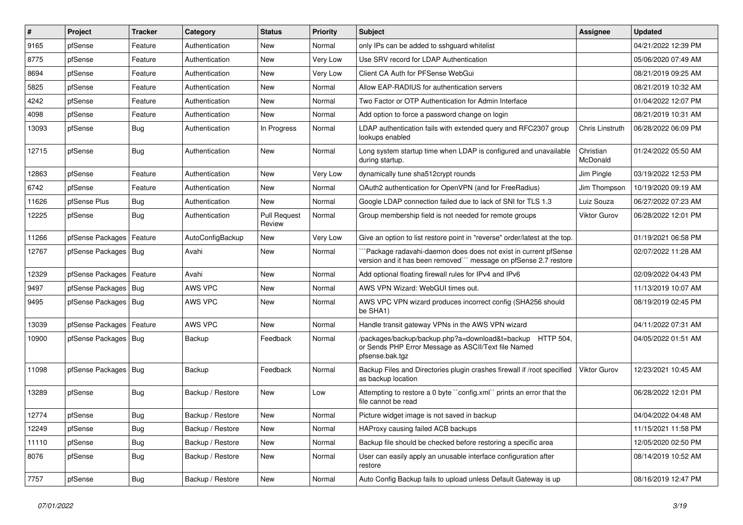| # | Project | Tracker | Category | Status | Priority | Subject | Assignee | Updated |
|---|---|---|---|---|---|---|---|---|
| 9165 | pfSense | Feature | Authentication | New | Normal | only IPs can be added to sshguard whitelist | | 04/21/2022 12:39 PM |
| 8775 | pfSense | Feature | Authentication | New | Very Low | Use SRV record for LDAP Authentication | | 05/06/2020 07:49 AM |
| 8694 | pfSense | Feature | Authentication | New | Very Low | Client CA Auth for PFSense WebGui | | 08/21/2019 09:25 AM |
| 5825 | pfSense | Feature | Authentication | New | Normal | Allow EAP-RADIUS for authentication servers | | 08/21/2019 10:32 AM |
| 4242 | pfSense | Feature | Authentication | New | Normal | Two Factor or OTP Authentication for Admin Interface | | 01/04/2022 12:07 PM |
| 4098 | pfSense | Feature | Authentication | New | Normal | Add option to force a password change on login | | 08/21/2019 10:31 AM |
| 13093 | pfSense | Bug | Authentication | In Progress | Normal | LDAP authentication fails with extended query and RFC2307 group lookups enabled | Chris Linstruth | 06/28/2022 06:09 PM |
| 12715 | pfSense | Bug | Authentication | New | Normal | Long system startup time when LDAP is configured and unavailable during startup. | Christian McDonald | 01/24/2022 05:50 AM |
| 12863 | pfSense | Feature | Authentication | New | Very Low | dynamically tune sha512crypt rounds | Jim Pingle | 03/19/2022 12:53 PM |
| 6742 | pfSense | Feature | Authentication | New | Normal | OAuth2 authentication for OpenVPN (and for FreeRadius) | Jim Thompson | 10/19/2020 09:19 AM |
| 11626 | pfSense Plus | Bug | Authentication | New | Normal | Google LDAP connection failed due to lack of SNI for TLS 1.3 | Luiz Souza | 06/27/2022 07:23 AM |
| 12225 | pfSense | Bug | Authentication | Pull Request Review | Normal | Group membership field is not needed for remote groups | Viktor Gurov | 06/28/2022 12:01 PM |
| 11266 | pfSense Packages | Feature | AutoConfigBackup | New | Very Low | Give an option to list restore point in "reverse" order/latest at the top. | | 01/19/2021 06:58 PM |
| 12767 | pfSense Packages | Bug | Avahi | New | Normal | ```Package radavahi-daemon does does not exist in current pfSense version and it has been removed``` message on pfSense 2.7 restore | | 02/07/2022 11:28 AM |
| 12329 | pfSense Packages | Feature | Avahi | New | Normal | Add optional floating firewall rules for IPv4 and IPv6 | | 02/09/2022 04:43 PM |
| 9497 | pfSense Packages | Bug | AWS VPC | New | Normal | AWS VPN Wizard: WebGUI times out. | | 11/13/2019 10:07 AM |
| 9495 | pfSense Packages | Bug | AWS VPC | New | Normal | AWS VPC VPN wizard produces incorrect config (SHA256 should be SHA1) | | 08/19/2019 02:45 PM |
| 13039 | pfSense Packages | Feature | AWS VPC | New | Normal | Handle transit gateway VPNs in the AWS VPN wizard | | 04/11/2022 07:31 AM |
| 10900 | pfSense Packages | Bug | Backup | Feedback | Normal | /packages/backup/backup.php?a=download&t=backup HTTP 504, or Sends PHP Error Message as ASCII/Text file Named pfsense.bak.tgz | | 04/05/2022 01:51 AM |
| 11098 | pfSense Packages | Bug | Backup | Feedback | Normal | Backup Files and Directories plugin crashes firewall if /root specified as backup location | Viktor Gurov | 12/23/2021 10:45 AM |
| 13289 | pfSense | Bug | Backup / Restore | New | Low | Attempting to restore a 0 byte ``config.xml`` prints an error that the file cannot be read | | 06/28/2022 12:01 PM |
| 12774 | pfSense | Bug | Backup / Restore | New | Normal | Picture widget image is not saved in backup | | 04/04/2022 04:48 AM |
| 12249 | pfSense | Bug | Backup / Restore | New | Normal | HAProxy causing failed ACB backups | | 11/15/2021 11:58 PM |
| 11110 | pfSense | Bug | Backup / Restore | New | Normal | Backup file should be checked before restoring a specific area | | 12/05/2020 02:50 PM |
| 8076 | pfSense | Bug | Backup / Restore | New | Normal | User can easily apply an unusable interface configuration after restore | | 08/14/2019 10:52 AM |
| 7757 | pfSense | Bug | Backup / Restore | New | Normal | Auto Config Backup fails to upload unless Default Gateway is up | | 08/16/2019 12:47 PM |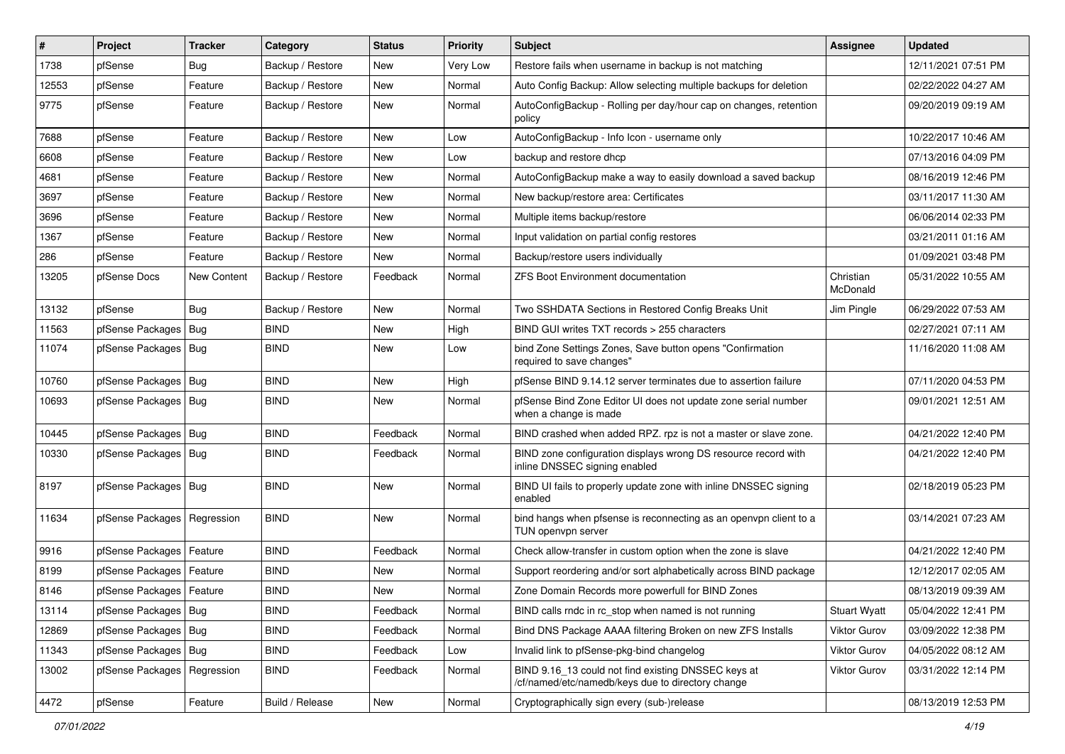| # | Project | Tracker | Category | Status | Priority | Subject | Assignee | Updated |
|---|---|---|---|---|---|---|---|---|
| 1738 | pfSense | Bug | Backup / Restore | New | Very Low | Restore fails when username in backup is not matching | | 12/11/2021 07:51 PM |
| 12553 | pfSense | Feature | Backup / Restore | New | Normal | Auto Config Backup: Allow selecting multiple backups for deletion | | 02/22/2022 04:27 AM |
| 9775 | pfSense | Feature | Backup / Restore | New | Normal | AutoConfigBackup - Rolling per day/hour cap on changes, retention policy | | 09/20/2019 09:19 AM |
| 7688 | pfSense | Feature | Backup / Restore | New | Low | AutoConfigBackup - Info Icon - username only | | 10/22/2017 10:46 AM |
| 6608 | pfSense | Feature | Backup / Restore | New | Low | backup and restore dhcp | | 07/13/2016 04:09 PM |
| 4681 | pfSense | Feature | Backup / Restore | New | Normal | AutoConfigBackup make a way to easily download a saved backup | | 08/16/2019 12:46 PM |
| 3697 | pfSense | Feature | Backup / Restore | New | Normal | New backup/restore area: Certificates | | 03/11/2017 11:30 AM |
| 3696 | pfSense | Feature | Backup / Restore | New | Normal | Multiple items backup/restore | | 06/06/2014 02:33 PM |
| 1367 | pfSense | Feature | Backup / Restore | New | Normal | Input validation on partial config restores | | 03/21/2011 01:16 AM |
| 286 | pfSense | Feature | Backup / Restore | New | Normal | Backup/restore users individually | | 01/09/2021 03:48 PM |
| 13205 | pfSense Docs | New Content | Backup / Restore | Feedback | Normal | ZFS Boot Environment documentation | Christian McDonald | 05/31/2022 10:55 AM |
| 13132 | pfSense | Bug | Backup / Restore | New | Normal | Two SSHDATA Sections in Restored Config Breaks Unit | Jim Pingle | 06/29/2022 07:53 AM |
| 11563 | pfSense Packages | Bug | BIND | New | High | BIND GUI writes TXT records > 255 characters | | 02/27/2021 07:11 AM |
| 11074 | pfSense Packages | Bug | BIND | New | Low | bind Zone Settings Zones, Save button opens "Confirmation required to save changes" | | 11/16/2020 11:08 AM |
| 10760 | pfSense Packages | Bug | BIND | New | High | pfSense BIND 9.14.12 server terminates due to assertion failure | | 07/11/2020 04:53 PM |
| 10693 | pfSense Packages | Bug | BIND | New | Normal | pfSense Bind Zone Editor UI does not update zone serial number when a change is made | | 09/01/2021 12:51 AM |
| 10445 | pfSense Packages | Bug | BIND | Feedback | Normal | BIND crashed when added RPZ. rpz is not a master or slave zone. | | 04/21/2022 12:40 PM |
| 10330 | pfSense Packages | Bug | BIND | Feedback | Normal | BIND zone configuration displays wrong DS resource record with inline DNSSEC signing enabled | | 04/21/2022 12:40 PM |
| 8197 | pfSense Packages | Bug | BIND | New | Normal | BIND UI fails to properly update zone with inline DNSSEC signing enabled | | 02/18/2019 05:23 PM |
| 11634 | pfSense Packages | Regression | BIND | New | Normal | bind hangs when pfsense is reconnecting as an openvpn client to a TUN openvpn server | | 03/14/2021 07:23 AM |
| 9916 | pfSense Packages | Feature | BIND | Feedback | Normal | Check allow-transfer in custom option when the zone is slave | | 04/21/2022 12:40 PM |
| 8199 | pfSense Packages | Feature | BIND | New | Normal | Support reordering and/or sort alphabetically across BIND package | | 12/12/2017 02:05 AM |
| 8146 | pfSense Packages | Feature | BIND | New | Normal | Zone Domain Records more powerfull for BIND Zones | | 08/13/2019 09:39 AM |
| 13114 | pfSense Packages | Bug | BIND | Feedback | Normal | BIND calls rndc in rc_stop when named is not running | Stuart Wyatt | 05/04/2022 12:41 PM |
| 12869 | pfSense Packages | Bug | BIND | Feedback | Normal | Bind DNS Package AAAA filtering Broken on new ZFS Installs | Viktor Gurov | 03/09/2022 12:38 PM |
| 11343 | pfSense Packages | Bug | BIND | Feedback | Low | Invalid link to pfSense-pkg-bind changelog | Viktor Gurov | 04/05/2022 08:12 AM |
| 13002 | pfSense Packages | Regression | BIND | Feedback | Normal | BIND 9.16_13 could not find existing DNSSEC keys at /cf/named/etc/namedb/keys due to directory change | Viktor Gurov | 03/31/2022 12:14 PM |
| 4472 | pfSense | Feature | Build / Release | New | Normal | Cryptographically sign every (sub-)release | | 08/13/2019 12:53 PM |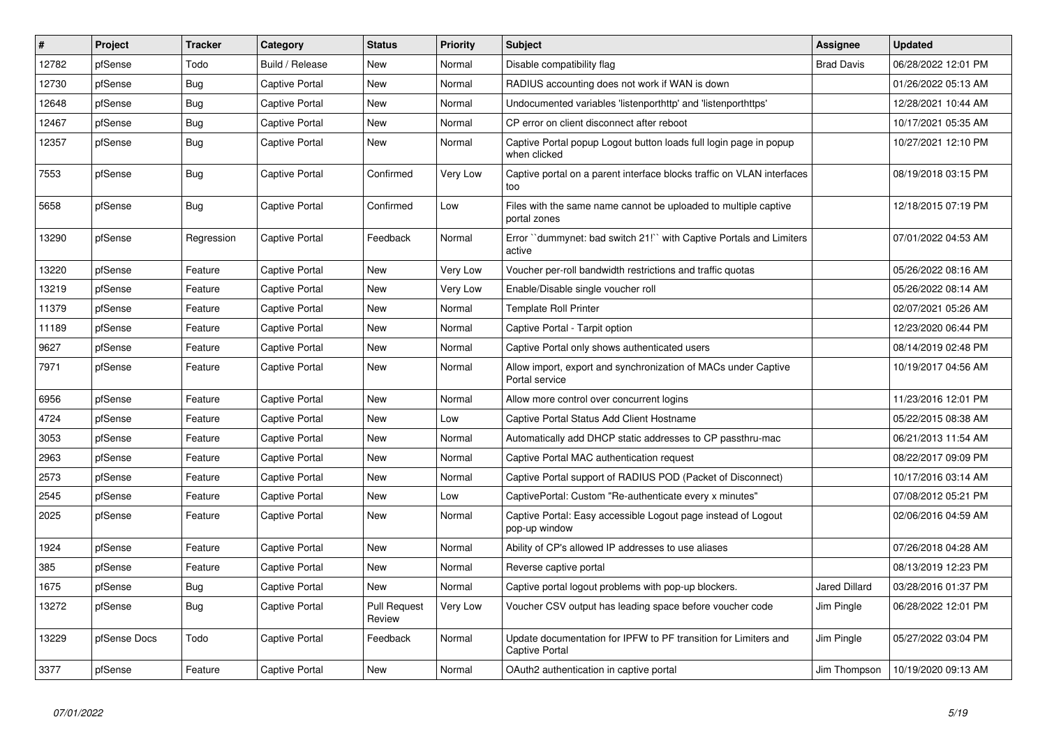| # | Project | Tracker | Category | Status | Priority | Subject | Assignee | Updated |
|---|---|---|---|---|---|---|---|---|
| 12782 | pfSense | Todo | Build / Release | New | Normal | Disable compatibility flag | Brad Davis | 06/28/2022 12:01 PM |
| 12730 | pfSense | Bug | Captive Portal | New | Normal | RADIUS accounting does not work if WAN is down | | 01/26/2022 05:13 AM |
| 12648 | pfSense | Bug | Captive Portal | New | Normal | Undocumented variables 'listenporthttp' and 'listenporthttps' | | 12/28/2021 10:44 AM |
| 12467 | pfSense | Bug | Captive Portal | New | Normal | CP error on client disconnect after reboot | | 10/17/2021 05:35 AM |
| 12357 | pfSense | Bug | Captive Portal | New | Normal | Captive Portal popup Logout button loads full login page in popup when clicked | | 10/27/2021 12:10 PM |
| 7553 | pfSense | Bug | Captive Portal | Confirmed | Very Low | Captive portal on a parent interface blocks traffic on VLAN interfaces too | | 08/19/2018 03:15 PM |
| 5658 | pfSense | Bug | Captive Portal | Confirmed | Low | Files with the same name cannot be uploaded to multiple captive portal zones | | 12/18/2015 07:19 PM |
| 13290 | pfSense | Regression | Captive Portal | Feedback | Normal | Error ``dummynet: bad switch 21!`` with Captive Portals and Limiters active | | 07/01/2022 04:53 AM |
| 13220 | pfSense | Feature | Captive Portal | New | Very Low | Voucher per-roll bandwidth restrictions and traffic quotas | | 05/26/2022 08:16 AM |
| 13219 | pfSense | Feature | Captive Portal | New | Very Low | Enable/Disable single voucher roll | | 05/26/2022 08:14 AM |
| 11379 | pfSense | Feature | Captive Portal | New | Normal | Template Roll Printer | | 02/07/2021 05:26 AM |
| 11189 | pfSense | Feature | Captive Portal | New | Normal | Captive Portal - Tarpit option | | 12/23/2020 06:44 PM |
| 9627 | pfSense | Feature | Captive Portal | New | Normal | Captive Portal only shows authenticated users | | 08/14/2019 02:48 PM |
| 7971 | pfSense | Feature | Captive Portal | New | Normal | Allow import, export and synchronization of MACs under Captive Portal service | | 10/19/2017 04:56 AM |
| 6956 | pfSense | Feature | Captive Portal | New | Normal | Allow more control over concurrent logins | | 11/23/2016 12:01 PM |
| 4724 | pfSense | Feature | Captive Portal | New | Low | Captive Portal Status Add Client Hostname | | 05/22/2015 08:38 AM |
| 3053 | pfSense | Feature | Captive Portal | New | Normal | Automatically add DHCP static addresses to CP passthru-mac | | 06/21/2013 11:54 AM |
| 2963 | pfSense | Feature | Captive Portal | New | Normal | Captive Portal MAC authentication request | | 08/22/2017 09:09 PM |
| 2573 | pfSense | Feature | Captive Portal | New | Normal | Captive Portal support of RADIUS POD (Packet of Disconnect) | | 10/17/2016 03:14 AM |
| 2545 | pfSense | Feature | Captive Portal | New | Low | CaptivePortal: Custom "Re-authenticate every x minutes" | | 07/08/2012 05:21 PM |
| 2025 | pfSense | Feature | Captive Portal | New | Normal | Captive Portal: Easy accessible Logout page instead of Logout pop-up window | | 02/06/2016 04:59 AM |
| 1924 | pfSense | Feature | Captive Portal | New | Normal | Ability of CP's allowed IP addresses to use aliases | | 07/26/2018 04:28 AM |
| 385 | pfSense | Feature | Captive Portal | New | Normal | Reverse captive portal | | 08/13/2019 12:23 PM |
| 1675 | pfSense | Bug | Captive Portal | New | Normal | Captive portal logout problems with pop-up blockers. | Jared Dillard | 03/28/2016 01:37 PM |
| 13272 | pfSense | Bug | Captive Portal | Pull Request Review | Very Low | Voucher CSV output has leading space before voucher code | Jim Pingle | 06/28/2022 12:01 PM |
| 13229 | pfSense Docs | Todo | Captive Portal | Feedback | Normal | Update documentation for IPFW to PF transition for Limiters and Captive Portal | Jim Pingle | 05/27/2022 03:04 PM |
| 3377 | pfSense | Feature | Captive Portal | New | Normal | OAuth2 authentication in captive portal | Jim Thompson | 10/19/2020 09:13 AM |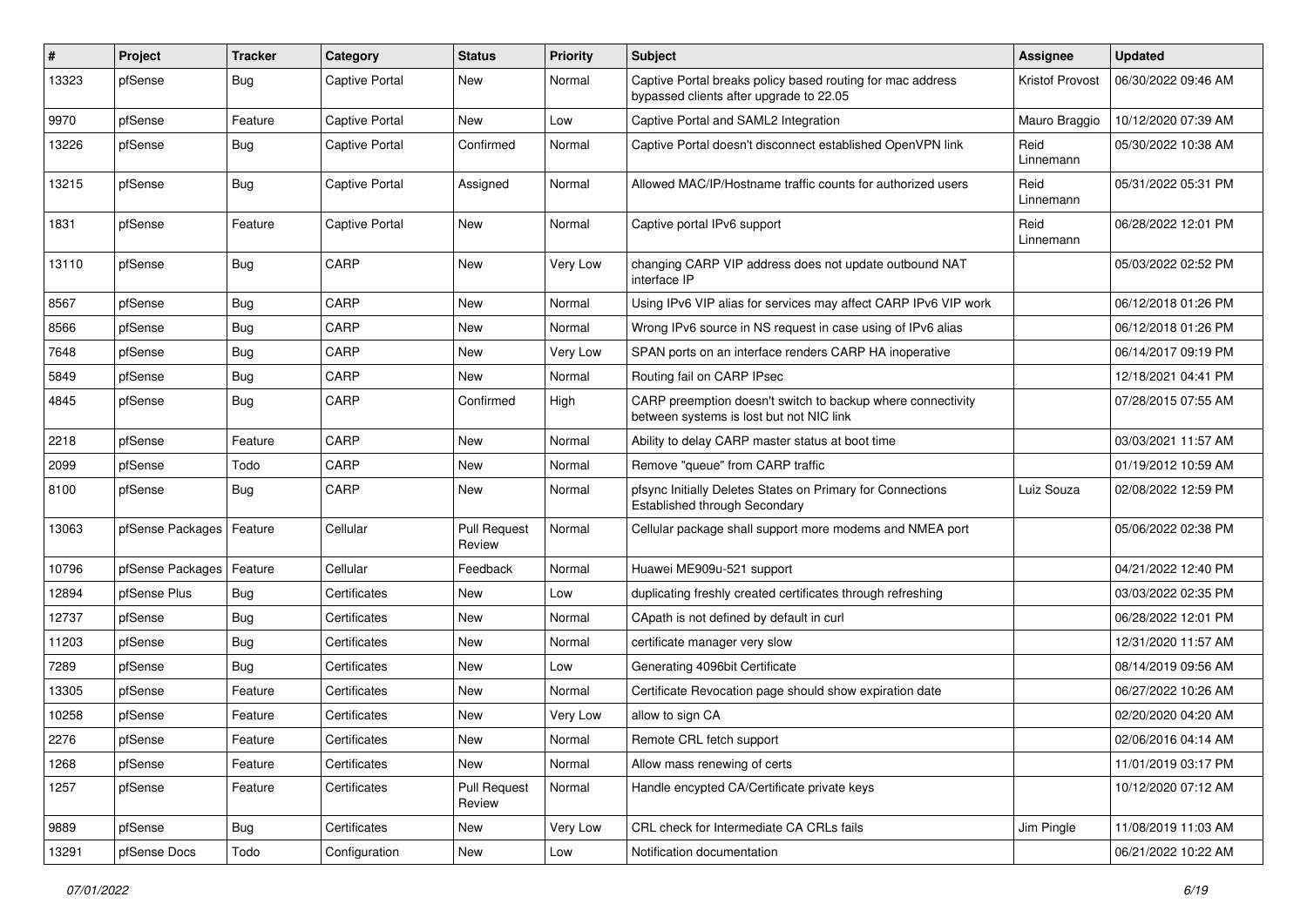| # | Project | Tracker | Category | Status | Priority | Subject | Assignee | Updated |
|---|---|---|---|---|---|---|---|---|
| 13323 | pfSense | Bug | Captive Portal | New | Normal | Captive Portal breaks policy based routing for mac address bypassed clients after upgrade to 22.05 | Kristof Provost | 06/30/2022 09:46 AM |
| 9970 | pfSense | Feature | Captive Portal | New | Low | Captive Portal and SAML2 Integration | Mauro Braggio | 10/12/2020 07:39 AM |
| 13226 | pfSense | Bug | Captive Portal | Confirmed | Normal | Captive Portal doesn't disconnect established OpenVPN link | Reid Linnemann | 05/30/2022 10:38 AM |
| 13215 | pfSense | Bug | Captive Portal | Assigned | Normal | Allowed MAC/IP/Hostname traffic counts for authorized users | Reid Linnemann | 05/31/2022 05:31 PM |
| 1831 | pfSense | Feature | Captive Portal | New | Normal | Captive portal IPv6 support | Reid Linnemann | 06/28/2022 12:01 PM |
| 13110 | pfSense | Bug | CARP | New | Very Low | changing CARP VIP address does not update outbound NAT interface IP | | 05/03/2022 02:52 PM |
| 8567 | pfSense | Bug | CARP | New | Normal | Using IPv6 VIP alias for services may affect CARP IPv6 VIP work | | 06/12/2018 01:26 PM |
| 8566 | pfSense | Bug | CARP | New | Normal | Wrong IPv6 source in NS request in case using of IPv6 alias | | 06/12/2018 01:26 PM |
| 7648 | pfSense | Bug | CARP | New | Very Low | SPAN ports on an interface renders CARP HA inoperative | | 06/14/2017 09:19 PM |
| 5849 | pfSense | Bug | CARP | New | Normal | Routing fail on CARP IPsec | | 12/18/2021 04:41 PM |
| 4845 | pfSense | Bug | CARP | Confirmed | High | CARP preemption doesn't switch to backup where connectivity between systems is lost but not NIC link | | 07/28/2015 07:55 AM |
| 2218 | pfSense | Feature | CARP | New | Normal | Ability to delay CARP master status at boot time | | 03/03/2021 11:57 AM |
| 2099 | pfSense | Todo | CARP | New | Normal | Remove "queue" from CARP traffic | | 01/19/2012 10:59 AM |
| 8100 | pfSense | Bug | CARP | New | Normal | pfsync Initially Deletes States on Primary for Connections Established through Secondary | Luiz Souza | 02/08/2022 12:59 PM |
| 13063 | pfSense Packages | Feature | Cellular | Pull Request Review | Normal | Cellular package shall support more modems and NMEA port | | 05/06/2022 02:38 PM |
| 10796 | pfSense Packages | Feature | Cellular | Feedback | Normal | Huawei ME909u-521 support | | 04/21/2022 12:40 PM |
| 12894 | pfSense Plus | Bug | Certificates | New | Low | duplicating freshly created certificates through refreshing | | 03/03/2022 02:35 PM |
| 12737 | pfSense | Bug | Certificates | New | Normal | CApath is not defined by default in curl | | 06/28/2022 12:01 PM |
| 11203 | pfSense | Bug | Certificates | New | Normal | certificate manager very slow | | 12/31/2020 11:57 AM |
| 7289 | pfSense | Bug | Certificates | New | Low | Generating 4096bit Certificate | | 08/14/2019 09:56 AM |
| 13305 | pfSense | Feature | Certificates | New | Normal | Certificate Revocation page should show expiration date | | 06/27/2022 10:26 AM |
| 10258 | pfSense | Feature | Certificates | New | Very Low | allow to sign CA | | 02/20/2020 04:20 AM |
| 2276 | pfSense | Feature | Certificates | New | Normal | Remote CRL fetch support | | 02/06/2016 04:14 AM |
| 1268 | pfSense | Feature | Certificates | New | Normal | Allow mass renewing of certs | | 11/01/2019 03:17 PM |
| 1257 | pfSense | Feature | Certificates | Pull Request Review | Normal | Handle encypted CA/Certificate private keys | | 10/12/2020 07:12 AM |
| 9889 | pfSense | Bug | Certificates | New | Very Low | CRL check for Intermediate CA CRLs fails | Jim Pingle | 11/08/2019 11:03 AM |
| 13291 | pfSense Docs | Todo | Configuration | New | Low | Notification documentation | | 06/21/2022 10:22 AM |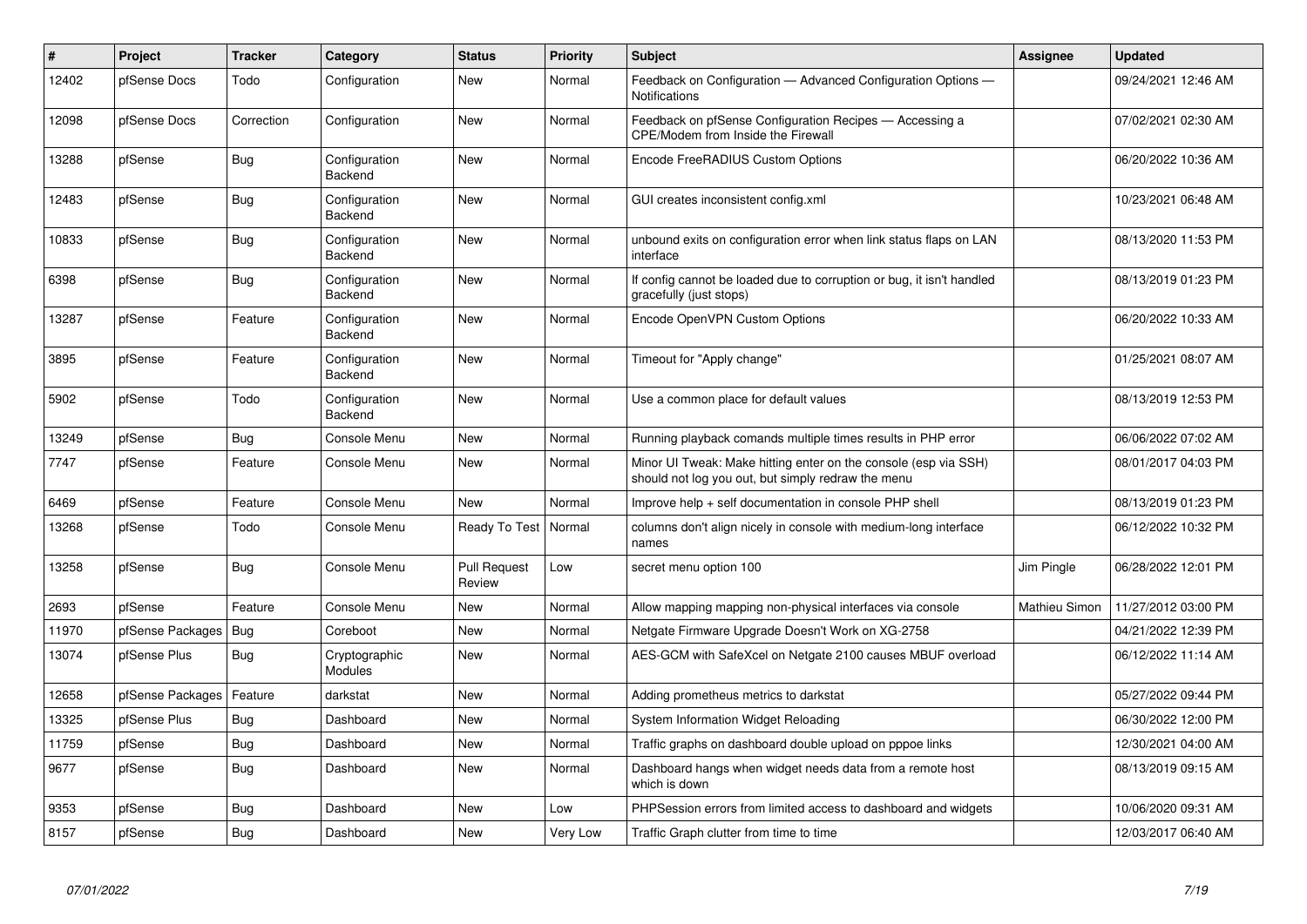| # | Project | Tracker | Category | Status | Priority | Subject | Assignee | Updated |
|---|---|---|---|---|---|---|---|---|
| 12402 | pfSense Docs | Todo | Configuration | New | Normal | Feedback on Configuration — Advanced Configuration Options — Notifications | | 09/24/2021 12:46 AM |
| 12098 | pfSense Docs | Correction | Configuration | New | Normal | Feedback on pfSense Configuration Recipes — Accessing a CPE/Modem from Inside the Firewall | | 07/02/2021 02:30 AM |
| 13288 | pfSense | Bug | Configuration Backend | New | Normal | Encode FreeRADIUS Custom Options | | 06/20/2022 10:36 AM |
| 12483 | pfSense | Bug | Configuration Backend | New | Normal | GUI creates inconsistent config.xml | | 10/23/2021 06:48 AM |
| 10833 | pfSense | Bug | Configuration Backend | New | Normal | unbound exits on configuration error when link status flaps on LAN interface | | 08/13/2020 11:53 PM |
| 6398 | pfSense | Bug | Configuration Backend | New | Normal | If config cannot be loaded due to corruption or bug, it isn't handled gracefully (just stops) | | 08/13/2019 01:23 PM |
| 13287 | pfSense | Feature | Configuration Backend | New | Normal | Encode OpenVPN Custom Options | | 06/20/2022 10:33 AM |
| 3895 | pfSense | Feature | Configuration Backend | New | Normal | Timeout for "Apply change" | | 01/25/2021 08:07 AM |
| 5902 | pfSense | Todo | Configuration Backend | New | Normal | Use a common place for default values | | 08/13/2019 12:53 PM |
| 13249 | pfSense | Bug | Console Menu | New | Normal | Running playback comands multiple times results in PHP error | | 06/06/2022 07:02 AM |
| 7747 | pfSense | Feature | Console Menu | New | Normal | Minor UI Tweak: Make hitting enter on the console (esp via SSH) should not log you out, but simply redraw the menu | | 08/01/2017 04:03 PM |
| 6469 | pfSense | Feature | Console Menu | New | Normal | Improve help + self documentation in console PHP shell | | 08/13/2019 01:23 PM |
| 13268 | pfSense | Todo | Console Menu | Ready To Test | Normal | columns don't align nicely in console with medium-long interface names | | 06/12/2022 10:32 PM |
| 13258 | pfSense | Bug | Console Menu | Pull Request Review | Low | secret menu option 100 | Jim Pingle | 06/28/2022 12:01 PM |
| 2693 | pfSense | Feature | Console Menu | New | Normal | Allow mapping mapping non-physical interfaces via console | Mathieu Simon | 11/27/2012 03:00 PM |
| 11970 | pfSense Packages | Bug | Coreboot | New | Normal | Netgate Firmware Upgrade Doesn't Work on XG-2758 | | 04/21/2022 12:39 PM |
| 13074 | pfSense Plus | Bug | Cryptographic Modules | New | Normal | AES-GCM with SafeXcel on Netgate 2100 causes MBUF overload | | 06/12/2022 11:14 AM |
| 12658 | pfSense Packages | Feature | darkstat | New | Normal | Adding prometheus metrics to darkstat | | 05/27/2022 09:44 PM |
| 13325 | pfSense Plus | Bug | Dashboard | New | Normal | System Information Widget Reloading | | 06/30/2022 12:00 PM |
| 11759 | pfSense | Bug | Dashboard | New | Normal | Traffic graphs on dashboard double upload on pppoe links | | 12/30/2021 04:00 AM |
| 9677 | pfSense | Bug | Dashboard | New | Normal | Dashboard hangs when widget needs data from a remote host which is down | | 08/13/2019 09:15 AM |
| 9353 | pfSense | Bug | Dashboard | New | Low | PHPSession errors from limited access to dashboard and widgets | | 10/06/2020 09:31 AM |
| 8157 | pfSense | Bug | Dashboard | New | Very Low | Traffic Graph clutter from time to time | | 12/03/2017 06:40 AM |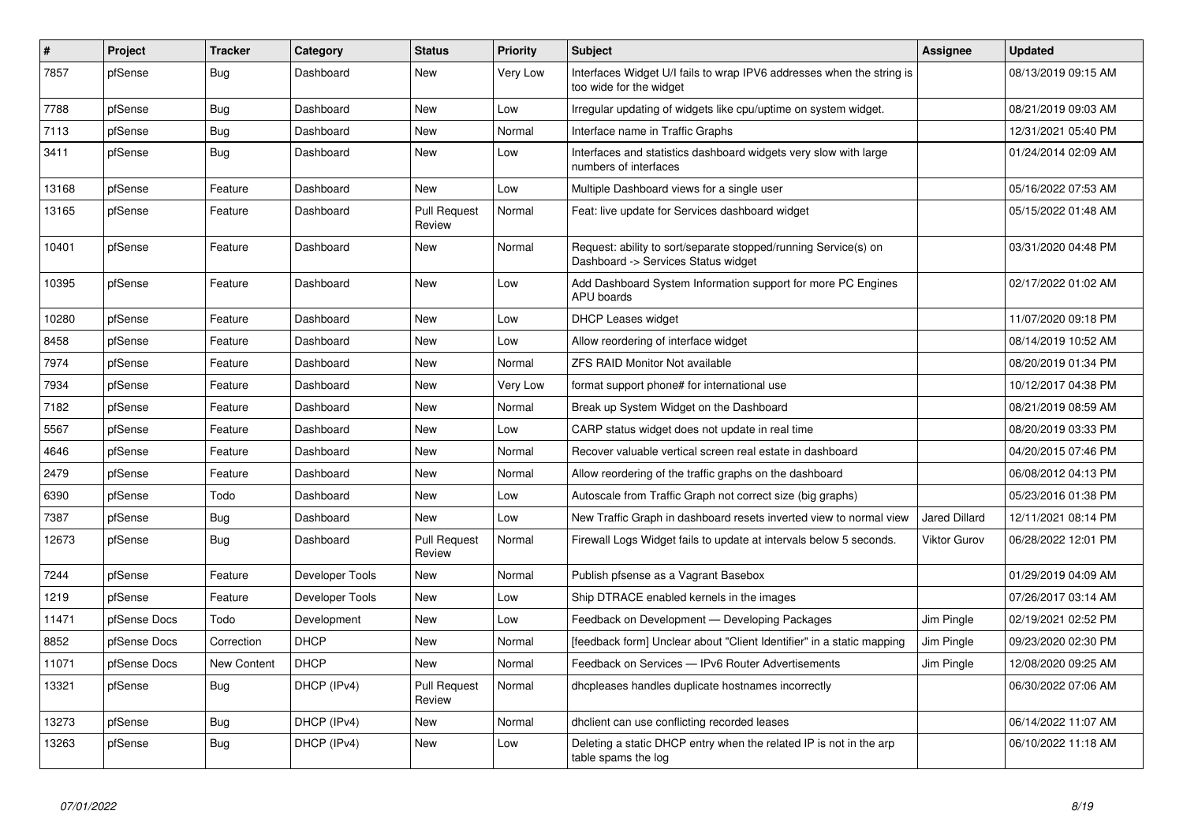| # | Project | Tracker | Category | Status | Priority | Subject | Assignee | Updated |
|---|---|---|---|---|---|---|---|---|
| 7857 | pfSense | Bug | Dashboard | New | Very Low | Interfaces Widget U/I fails to wrap IPV6 addresses when the string is too wide for the widget | | 08/13/2019 09:15 AM |
| 7788 | pfSense | Bug | Dashboard | New | Low | Irregular updating of widgets like cpu/uptime on system widget. | | 08/21/2019 09:03 AM |
| 7113 | pfSense | Bug | Dashboard | New | Normal | Interface name in Traffic Graphs | | 12/31/2021 05:40 PM |
| 3411 | pfSense | Bug | Dashboard | New | Low | Interfaces and statistics dashboard widgets very slow with large numbers of interfaces | | 01/24/2014 02:09 AM |
| 13168 | pfSense | Feature | Dashboard | New | Low | Multiple Dashboard views for a single user | | 05/16/2022 07:53 AM |
| 13165 | pfSense | Feature | Dashboard | Pull Request Review | Normal | Feat: live update for Services dashboard widget | | 05/15/2022 01:48 AM |
| 10401 | pfSense | Feature | Dashboard | New | Normal | Request: ability to sort/separate stopped/running Service(s) on Dashboard -> Services Status widget | | 03/31/2020 04:48 PM |
| 10395 | pfSense | Feature | Dashboard | New | Low | Add Dashboard System Information support for more PC Engines APU boards | | 02/17/2022 01:02 AM |
| 10280 | pfSense | Feature | Dashboard | New | Low | DHCP Leases widget | | 11/07/2020 09:18 PM |
| 8458 | pfSense | Feature | Dashboard | New | Low | Allow reordering of interface widget | | 08/14/2019 10:52 AM |
| 7974 | pfSense | Feature | Dashboard | New | Normal | ZFS RAID Monitor Not available | | 08/20/2019 01:34 PM |
| 7934 | pfSense | Feature | Dashboard | New | Very Low | format support phone# for international use | | 10/12/2017 04:38 PM |
| 7182 | pfSense | Feature | Dashboard | New | Normal | Break up System Widget on the Dashboard | | 08/21/2019 08:59 AM |
| 5567 | pfSense | Feature | Dashboard | New | Low | CARP status widget does not update in real time | | 08/20/2019 03:33 PM |
| 4646 | pfSense | Feature | Dashboard | New | Normal | Recover valuable vertical screen real estate in dashboard | | 04/20/2015 07:46 PM |
| 2479 | pfSense | Feature | Dashboard | New | Normal | Allow reordering of the traffic graphs on the dashboard | | 06/08/2012 04:13 PM |
| 6390 | pfSense | Todo | Dashboard | New | Low | Autoscale from Traffic Graph not correct size (big graphs) | | 05/23/2016 01:38 PM |
| 7387 | pfSense | Bug | Dashboard | New | Low | New Traffic Graph in dashboard resets inverted view to normal view | Jared Dillard | 12/11/2021 08:14 PM |
| 12673 | pfSense | Bug | Dashboard | Pull Request Review | Normal | Firewall Logs Widget fails to update at intervals below 5 seconds. | Viktor Gurov | 06/28/2022 12:01 PM |
| 7244 | pfSense | Feature | Developer Tools | New | Normal | Publish pfsense as a Vagrant Basebox | | 01/29/2019 04:09 AM |
| 1219 | pfSense | Feature | Developer Tools | New | Low | Ship DTRACE enabled kernels in the images | | 07/26/2017 03:14 AM |
| 11471 | pfSense Docs | Todo | Development | New | Low | Feedback on Development — Developing Packages | Jim Pingle | 02/19/2021 02:52 PM |
| 8852 | pfSense Docs | Correction | DHCP | New | Normal | [feedback form] Unclear about "Client Identifier" in a static mapping | Jim Pingle | 09/23/2020 02:30 PM |
| 11071 | pfSense Docs | New Content | DHCP | New | Normal | Feedback on Services — IPv6 Router Advertisements | Jim Pingle | 12/08/2020 09:25 AM |
| 13321 | pfSense | Bug | DHCP (IPv4) | Pull Request Review | Normal | dhcpleases handles duplicate hostnames incorrectly | | 06/30/2022 07:06 AM |
| 13273 | pfSense | Bug | DHCP (IPv4) | New | Normal | dhclient can use conflicting recorded leases | | 06/14/2022 11:07 AM |
| 13263 | pfSense | Bug | DHCP (IPv4) | New | Low | Deleting a static DHCP entry when the related IP is not in the arp table spams the log | | 06/10/2022 11:18 AM |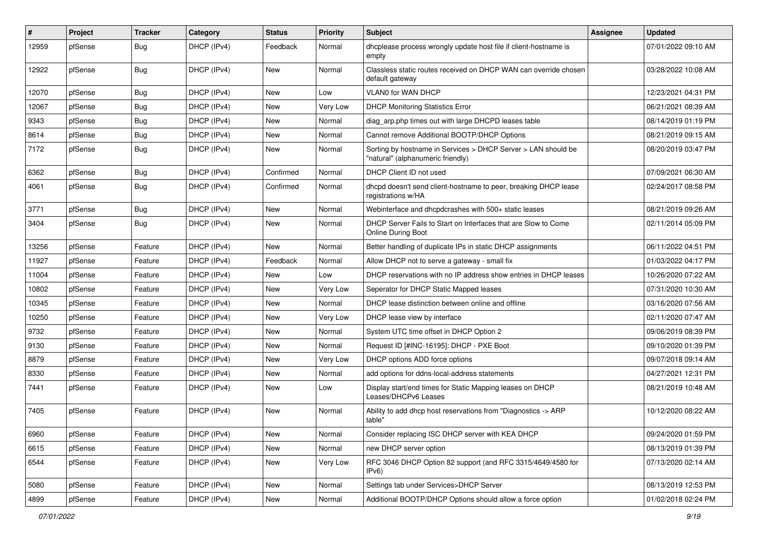| # | Project | Tracker | Category | Status | Priority | Subject | Assignee | Updated |
|---|---|---|---|---|---|---|---|---|
| 12959 | pfSense | Bug | DHCP (IPv4) | Feedback | Normal | dhcplease process wrongly update host file if client-hostname is empty | | 07/01/2022 09:10 AM |
| 12922 | pfSense | Bug | DHCP (IPv4) | New | Normal | Classless static routes received on DHCP WAN can override chosen default gateway | | 03/28/2022 10:08 AM |
| 12070 | pfSense | Bug | DHCP (IPv4) | New | Low | VLAN0 for WAN DHCP | | 12/23/2021 04:31 PM |
| 12067 | pfSense | Bug | DHCP (IPv4) | New | Very Low | DHCP Monitoring Statistics Error | | 06/21/2021 08:39 AM |
| 9343 | pfSense | Bug | DHCP (IPv4) | New | Normal | diag_arp.php times out with large DHCPD leases table | | 08/14/2019 01:19 PM |
| 8614 | pfSense | Bug | DHCP (IPv4) | New | Normal | Cannot remove Additional BOOTP/DHCP Options | | 08/21/2019 09:15 AM |
| 7172 | pfSense | Bug | DHCP (IPv4) | New | Normal | Sorting by hostname in Services > DHCP Server > LAN should be "natural" (alphanumeric friendly) | | 08/20/2019 03:47 PM |
| 6362 | pfSense | Bug | DHCP (IPv4) | Confirmed | Normal | DHCP Client ID not used | | 07/09/2021 06:30 AM |
| 4061 | pfSense | Bug | DHCP (IPv4) | Confirmed | Normal | dhcpd doesn't send client-hostname to peer, breaking DHCP lease registrations w/HA | | 02/24/2017 08:58 PM |
| 3771 | pfSense | Bug | DHCP (IPv4) | New | Normal | Webinterface and dhcpdcrashes with 500+ static leases | | 08/21/2019 09:26 AM |
| 3404 | pfSense | Bug | DHCP (IPv4) | New | Normal | DHCP Server Fails to Start on Interfaces that are Slow to Come Online During Boot | | 02/11/2014 05:09 PM |
| 13256 | pfSense | Feature | DHCP (IPv4) | New | Normal | Better handling of duplicate IPs in static DHCP assignments | | 06/11/2022 04:51 PM |
| 11927 | pfSense | Feature | DHCP (IPv4) | Feedback | Normal | Allow DHCP not to serve a gateway - small fix | | 01/03/2022 04:17 PM |
| 11004 | pfSense | Feature | DHCP (IPv4) | New | Low | DHCP reservations with no IP address show entries in DHCP leases | | 10/26/2020 07:22 AM |
| 10802 | pfSense | Feature | DHCP (IPv4) | New | Very Low | Seperator for DHCP Static Mapped leases | | 07/31/2020 10:30 AM |
| 10345 | pfSense | Feature | DHCP (IPv4) | New | Normal | DHCP lease distinction between online and offline | | 03/16/2020 07:56 AM |
| 10250 | pfSense | Feature | DHCP (IPv4) | New | Very Low | DHCP lease view by interface | | 02/11/2020 07:47 AM |
| 9732 | pfSense | Feature | DHCP (IPv4) | New | Normal | System UTC time offset in DHCP Option 2 | | 09/06/2019 08:39 PM |
| 9130 | pfSense | Feature | DHCP (IPv4) | New | Normal | Request ID [#INC-16195]: DHCP - PXE Boot | | 09/10/2020 01:39 PM |
| 8879 | pfSense | Feature | DHCP (IPv4) | New | Very Low | DHCP options ADD force options | | 09/07/2018 09:14 AM |
| 8330 | pfSense | Feature | DHCP (IPv4) | New | Normal | add options for ddns-local-address statements | | 04/27/2021 12:31 PM |
| 7441 | pfSense | Feature | DHCP (IPv4) | New | Low | Display start/end times for Static Mapping leases on DHCP Leases/DHCPv6 Leases | | 08/21/2019 10:48 AM |
| 7405 | pfSense | Feature | DHCP (IPv4) | New | Normal | Ability to add dhcp host reservations from "Diagnostics -> ARP table" | | 10/12/2020 08:22 AM |
| 6960 | pfSense | Feature | DHCP (IPv4) | New | Normal | Consider replacing ISC DHCP server with KEA DHCP | | 09/24/2020 01:59 PM |
| 6615 | pfSense | Feature | DHCP (IPv4) | New | Normal | new DHCP server option | | 08/13/2019 01:39 PM |
| 6544 | pfSense | Feature | DHCP (IPv4) | New | Very Low | RFC 3046 DHCP Option 82 support (and RFC 3315/4649/4580 for IPv6) | | 07/13/2020 02:14 AM |
| 5080 | pfSense | Feature | DHCP (IPv4) | New | Normal | Settings tab under Services>DHCP Server | | 08/13/2019 12:53 PM |
| 4899 | pfSense | Feature | DHCP (IPv4) | New | Normal | Additional BOOTP/DHCP Options should allow a force option | | 01/02/2018 02:24 PM |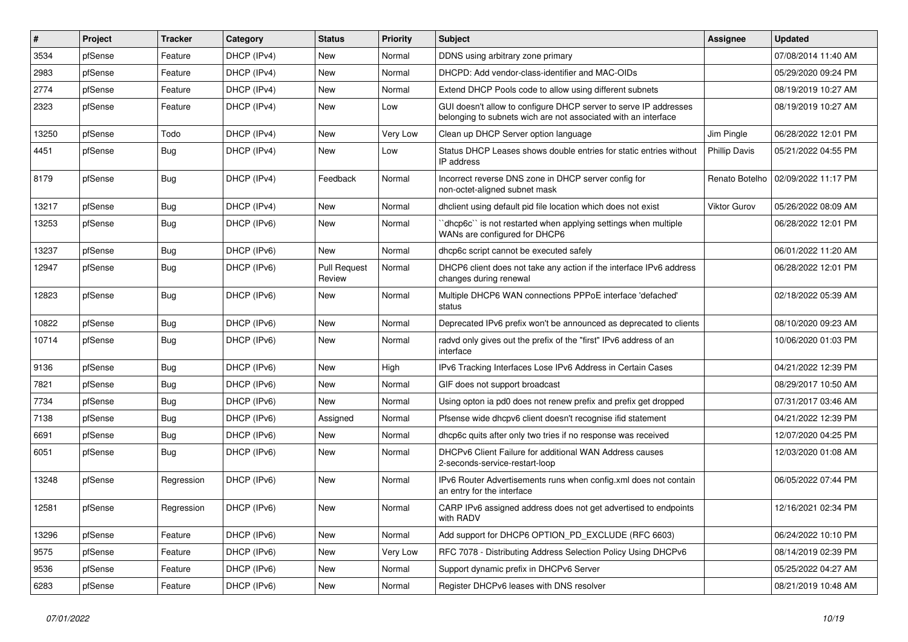| # | Project | Tracker | Category | Status | Priority | Subject | Assignee | Updated |
|---|---|---|---|---|---|---|---|---|
| 3534 | pfSense | Feature | DHCP (IPv4) | New | Normal | DDNS using arbitrary zone primary | | 07/08/2014 11:40 AM |
| 2983 | pfSense | Feature | DHCP (IPv4) | New | Normal | DHCPD: Add vendor-class-identifier and MAC-OIDs | | 05/29/2020 09:24 PM |
| 2774 | pfSense | Feature | DHCP (IPv4) | New | Normal | Extend DHCP Pools code to allow using different subnets | | 08/19/2019 10:27 AM |
| 2323 | pfSense | Feature | DHCP (IPv4) | New | Low | GUI doesn't allow to configure DHCP server to serve IP addresses belonging to subnets wich are not associated with an interface | | 08/19/2019 10:27 AM |
| 13250 | pfSense | Todo | DHCP (IPv4) | New | Very Low | Clean up DHCP Server option language | Jim Pingle | 06/28/2022 12:01 PM |
| 4451 | pfSense | Bug | DHCP (IPv4) | New | Low | Status DHCP Leases shows double entries for static entries without IP address | Phillip Davis | 05/21/2022 04:55 PM |
| 8179 | pfSense | Bug | DHCP (IPv4) | Feedback | Normal | Incorrect reverse DNS zone in DHCP server config for non-octet-aligned subnet mask | Renato Botelho | 02/09/2022 11:17 PM |
| 13217 | pfSense | Bug | DHCP (IPv4) | New | Normal | dhclient using default pid file location which does not exist | Viktor Gurov | 05/26/2022 08:09 AM |
| 13253 | pfSense | Bug | DHCP (IPv6) | New | Normal | ``dhcp6c`` is not restarted when applying settings when multiple WANs are configured for DHCP6 | | 06/28/2022 12:01 PM |
| 13237 | pfSense | Bug | DHCP (IPv6) | New | Normal | dhcp6c script cannot be executed safely | | 06/01/2022 11:20 AM |
| 12947 | pfSense | Bug | DHCP (IPv6) | Pull Request Review | Normal | DHCP6 client does not take any action if the interface IPv6 address changes during renewal | | 06/28/2022 12:01 PM |
| 12823 | pfSense | Bug | DHCP (IPv6) | New | Normal | Multiple DHCP6 WAN connections PPPoE interface 'defached' status | | 02/18/2022 05:39 AM |
| 10822 | pfSense | Bug | DHCP (IPv6) | New | Normal | Deprecated IPv6 prefix won't be announced as deprecated to clients | | 08/10/2020 09:23 AM |
| 10714 | pfSense | Bug | DHCP (IPv6) | New | Normal | radvd only gives out the prefix of the "first" IPv6 address of an interface | | 10/06/2020 01:03 PM |
| 9136 | pfSense | Bug | DHCP (IPv6) | New | High | IPv6 Tracking Interfaces Lose IPv6 Address in Certain Cases | | 04/21/2022 12:39 PM |
| 7821 | pfSense | Bug | DHCP (IPv6) | New | Normal | GIF does not support broadcast | | 08/29/2017 10:50 AM |
| 7734 | pfSense | Bug | DHCP (IPv6) | New | Normal | Using opton ia pd0 does not renew prefix and prefix get dropped | | 07/31/2017 03:46 AM |
| 7138 | pfSense | Bug | DHCP (IPv6) | Assigned | Normal | Pfsense wide dhcpv6 client doesn't recognise ifid statement | | 04/21/2022 12:39 PM |
| 6691 | pfSense | Bug | DHCP (IPv6) | New | Normal | dhcp6c quits after only two tries if no response was received | | 12/07/2020 04:25 PM |
| 6051 | pfSense | Bug | DHCP (IPv6) | New | Normal | DHCPv6 Client Failure for additional WAN Address causes 2-seconds-service-restart-loop | | 12/03/2020 01:08 AM |
| 13248 | pfSense | Regression | DHCP (IPv6) | New | Normal | IPv6 Router Advertisements runs when config.xml does not contain an entry for the interface | | 06/05/2022 07:44 PM |
| 12581 | pfSense | Regression | DHCP (IPv6) | New | Normal | CARP IPv6 assigned address does not get advertised to endpoints with RADV | | 12/16/2021 02:34 PM |
| 13296 | pfSense | Feature | DHCP (IPv6) | New | Normal | Add support for DHCP6 OPTION_PD_EXCLUDE (RFC 6603) | | 06/24/2022 10:10 PM |
| 9575 | pfSense | Feature | DHCP (IPv6) | New | Very Low | RFC 7078 - Distributing Address Selection Policy Using DHCPv6 | | 08/14/2019 02:39 PM |
| 9536 | pfSense | Feature | DHCP (IPv6) | New | Normal | Support dynamic prefix in DHCPv6 Server | | 05/25/2022 04:27 AM |
| 6283 | pfSense | Feature | DHCP (IPv6) | New | Normal | Register DHCPv6 leases with DNS resolver | | 08/21/2019 10:48 AM |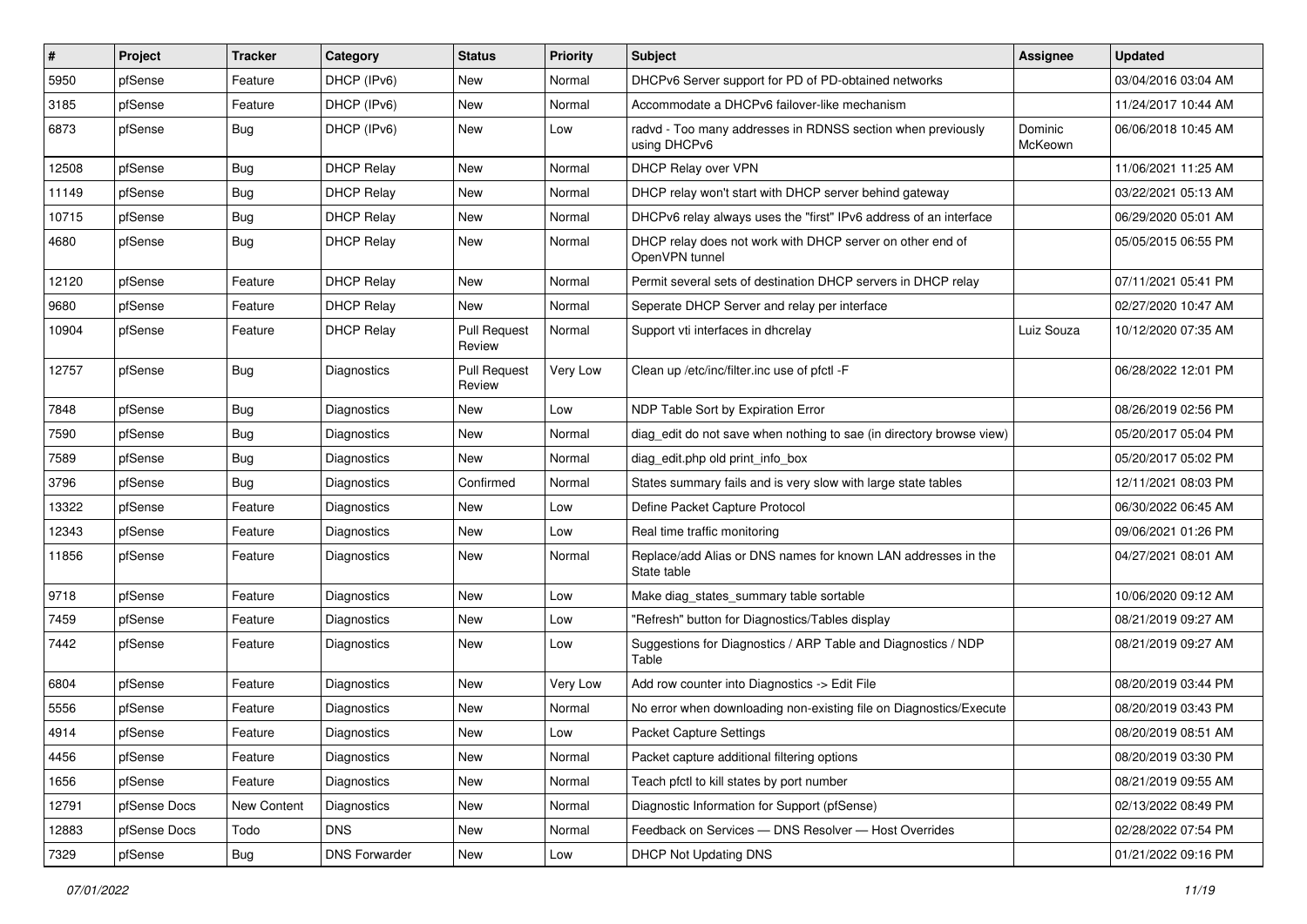| # | Project | Tracker | Category | Status | Priority | Subject | Assignee | Updated |
|---|---|---|---|---|---|---|---|---|
| 5950 | pfSense | Feature | DHCP (IPv6) | New | Normal | DHCPv6 Server support for PD of PD-obtained networks | | 03/04/2016 03:04 AM |
| 3185 | pfSense | Feature | DHCP (IPv6) | New | Normal | Accommodate a DHCPv6 failover-like mechanism | | 11/24/2017 10:44 AM |
| 6873 | pfSense | Bug | DHCP (IPv6) | New | Low | radvd - Too many addresses in RDNSS section when previously using DHCPv6 | Dominic McKeown | 06/06/2018 10:45 AM |
| 12508 | pfSense | Bug | DHCP Relay | New | Normal | DHCP Relay over VPN | | 11/06/2021 11:25 AM |
| 11149 | pfSense | Bug | DHCP Relay | New | Normal | DHCP relay won't start with DHCP server behind gateway | | 03/22/2021 05:13 AM |
| 10715 | pfSense | Bug | DHCP Relay | New | Normal | DHCPv6 relay always uses the "first" IPv6 address of an interface | | 06/29/2020 05:01 AM |
| 4680 | pfSense | Bug | DHCP Relay | New | Normal | DHCP relay does not work with DHCP server on other end of OpenVPN tunnel | | 05/05/2015 06:55 PM |
| 12120 | pfSense | Feature | DHCP Relay | New | Normal | Permit several sets of destination DHCP servers in DHCP relay | | 07/11/2021 05:41 PM |
| 9680 | pfSense | Feature | DHCP Relay | New | Normal | Seperate DHCP Server and relay per interface | | 02/27/2020 10:47 AM |
| 10904 | pfSense | Feature | DHCP Relay | Pull Request Review | Normal | Support vti interfaces in dhcrelay | Luiz Souza | 10/12/2020 07:35 AM |
| 12757 | pfSense | Bug | Diagnostics | Pull Request Review | Very Low | Clean up /etc/inc/filter.inc use of pfctl -F | | 06/28/2022 12:01 PM |
| 7848 | pfSense | Bug | Diagnostics | New | Low | NDP Table Sort by Expiration Error | | 08/26/2019 02:56 PM |
| 7590 | pfSense | Bug | Diagnostics | New | Normal | diag_edit do not save when nothing to sae (in directory browse view) | | 05/20/2017 05:04 PM |
| 7589 | pfSense | Bug | Diagnostics | New | Normal | diag_edit.php old print_info_box | | 05/20/2017 05:02 PM |
| 3796 | pfSense | Bug | Diagnostics | Confirmed | Normal | States summary fails and is very slow with large state tables | | 12/11/2021 08:03 PM |
| 13322 | pfSense | Feature | Diagnostics | New | Low | Define Packet Capture Protocol | | 06/30/2022 06:45 AM |
| 12343 | pfSense | Feature | Diagnostics | New | Low | Real time traffic monitoring | | 09/06/2021 01:26 PM |
| 11856 | pfSense | Feature | Diagnostics | New | Normal | Replace/add Alias or DNS names for known LAN addresses in the State table | | 04/27/2021 08:01 AM |
| 9718 | pfSense | Feature | Diagnostics | New | Low | Make diag_states_summary table sortable | | 10/06/2020 09:12 AM |
| 7459 | pfSense | Feature | Diagnostics | New | Low | "Refresh" button for Diagnostics/Tables display | | 08/21/2019 09:27 AM |
| 7442 | pfSense | Feature | Diagnostics | New | Low | Suggestions for Diagnostics / ARP Table and Diagnostics / NDP Table | | 08/21/2019 09:27 AM |
| 6804 | pfSense | Feature | Diagnostics | New | Very Low | Add row counter into Diagnostics -> Edit File | | 08/20/2019 03:44 PM |
| 5556 | pfSense | Feature | Diagnostics | New | Normal | No error when downloading non-existing file on Diagnostics/Execute | | 08/20/2019 03:43 PM |
| 4914 | pfSense | Feature | Diagnostics | New | Low | Packet Capture Settings | | 08/20/2019 08:51 AM |
| 4456 | pfSense | Feature | Diagnostics | New | Normal | Packet capture additional filtering options | | 08/20/2019 03:30 PM |
| 1656 | pfSense | Feature | Diagnostics | New | Normal | Teach pfctl to kill states by port number | | 08/21/2019 09:55 AM |
| 12791 | pfSense Docs | New Content | Diagnostics | New | Normal | Diagnostic Information for Support (pfSense) | | 02/13/2022 08:49 PM |
| 12883 | pfSense Docs | Todo | DNS | New | Normal | Feedback on Services — DNS Resolver — Host Overrides | | 02/28/2022 07:54 PM |
| 7329 | pfSense | Bug | DNS Forwarder | New | Low | DHCP Not Updating DNS | | 01/21/2022 09:16 PM |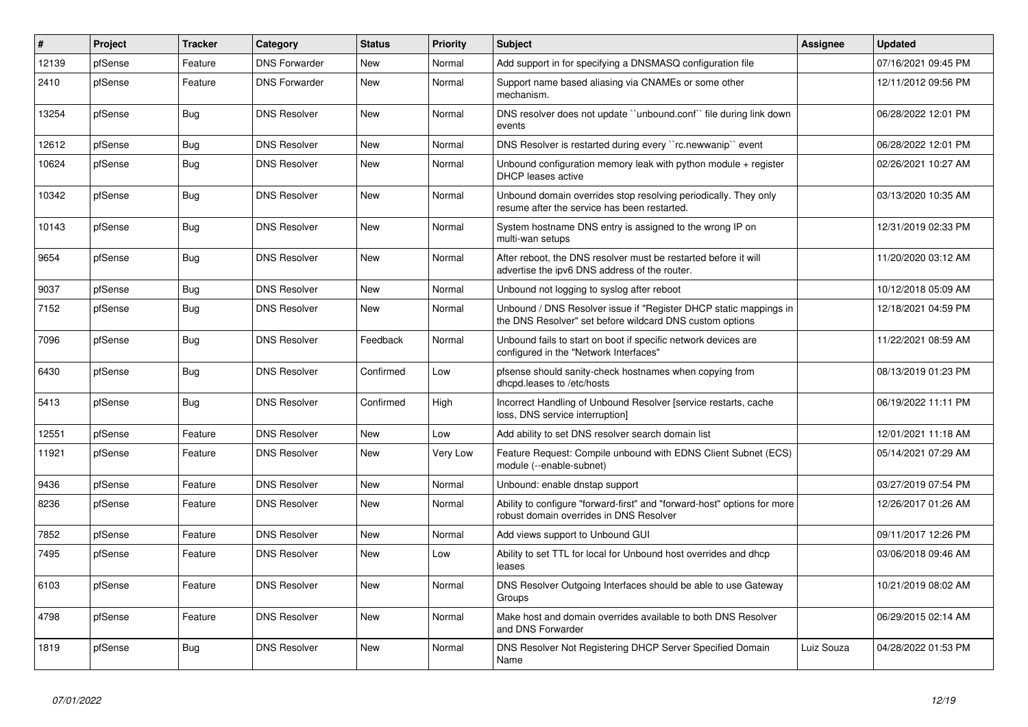| # | Project | Tracker | Category | Status | Priority | Subject | Assignee | Updated |
|---|---|---|---|---|---|---|---|---|
| 12139 | pfSense | Feature | DNS Forwarder | New | Normal | Add support in for specifying a DNSMASQ configuration file | | 07/16/2021 09:45 PM |
| 2410 | pfSense | Feature | DNS Forwarder | New | Normal | Support name based aliasing via CNAMEs or some other mechanism. | | 12/11/2012 09:56 PM |
| 13254 | pfSense | Bug | DNS Resolver | New | Normal | DNS resolver does not update ``unbound.conf`` file during link down events | | 06/28/2022 12:01 PM |
| 12612 | pfSense | Bug | DNS Resolver | New | Normal | DNS Resolver is restarted during every ``rc.newwanip`` event | | 06/28/2022 12:01 PM |
| 10624 | pfSense | Bug | DNS Resolver | New | Normal | Unbound configuration memory leak with python module + register DHCP leases active | | 02/26/2021 10:27 AM |
| 10342 | pfSense | Bug | DNS Resolver | New | Normal | Unbound domain overrides stop resolving periodically. They only resume after the service has been restarted. | | 03/13/2020 10:35 AM |
| 10143 | pfSense | Bug | DNS Resolver | New | Normal | System hostname DNS entry is assigned to the wrong IP on multi-wan setups | | 12/31/2019 02:33 PM |
| 9654 | pfSense | Bug | DNS Resolver | New | Normal | After reboot, the DNS resolver must be restarted before it will advertise the ipv6 DNS address of the router. | | 11/20/2020 03:12 AM |
| 9037 | pfSense | Bug | DNS Resolver | New | Normal | Unbound not logging to syslog after reboot | | 10/12/2018 05:09 AM |
| 7152 | pfSense | Bug | DNS Resolver | New | Normal | Unbound / DNS Resolver issue if "Register DHCP static mappings in the DNS Resolver" set before wildcard DNS custom options | | 12/18/2021 04:59 PM |
| 7096 | pfSense | Bug | DNS Resolver | Feedback | Normal | Unbound fails to start on boot if specific network devices are configured in the "Network Interfaces" | | 11/22/2021 08:59 AM |
| 6430 | pfSense | Bug | DNS Resolver | Confirmed | Low | pfsense should sanity-check hostnames when copying from dhcpd.leases to /etc/hosts | | 08/13/2019 01:23 PM |
| 5413 | pfSense | Bug | DNS Resolver | Confirmed | High | Incorrect Handling of Unbound Resolver [service restarts, cache loss, DNS service interruption] | | 06/19/2022 11:11 PM |
| 12551 | pfSense | Feature | DNS Resolver | New | Low | Add ability to set DNS resolver search domain list | | 12/01/2021 11:18 AM |
| 11921 | pfSense | Feature | DNS Resolver | New | Very Low | Feature Request: Compile unbound with EDNS Client Subnet (ECS) module (--enable-subnet) | | 05/14/2021 07:29 AM |
| 9436 | pfSense | Feature | DNS Resolver | New | Normal | Unbound: enable dnstap support | | 03/27/2019 07:54 PM |
| 8236 | pfSense | Feature | DNS Resolver | New | Normal | Ability to configure "forward-first" and "forward-host" options for more robust domain overrides in DNS Resolver | | 12/26/2017 01:26 AM |
| 7852 | pfSense | Feature | DNS Resolver | New | Normal | Add views support to Unbound GUI | | 09/11/2017 12:26 PM |
| 7495 | pfSense | Feature | DNS Resolver | New | Low | Ability to set TTL for local for Unbound host overrides and dhcp leases | | 03/06/2018 09:46 AM |
| 6103 | pfSense | Feature | DNS Resolver | New | Normal | DNS Resolver Outgoing Interfaces should be able to use Gateway Groups | | 10/21/2019 08:02 AM |
| 4798 | pfSense | Feature | DNS Resolver | New | Normal | Make host and domain overrides available to both DNS Resolver and DNS Forwarder | | 06/29/2015 02:14 AM |
| 1819 | pfSense | Bug | DNS Resolver | New | Normal | DNS Resolver Not Registering DHCP Server Specified Domain Name | Luiz Souza | 04/28/2022 01:53 PM |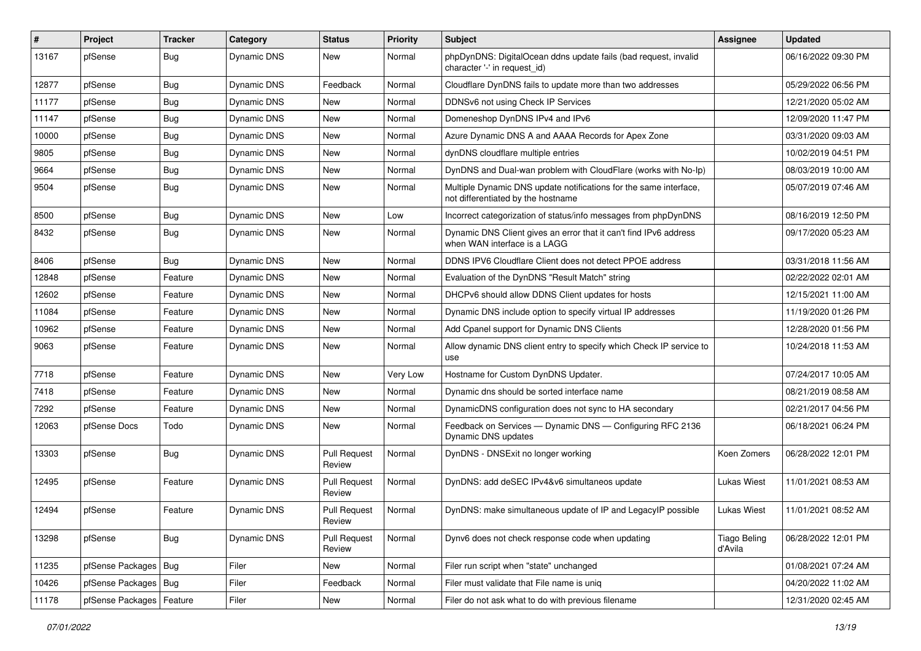| # | Project | Tracker | Category | Status | Priority | Subject | Assignee | Updated |
|---|---|---|---|---|---|---|---|---|
| 13167 | pfSense | Bug | Dynamic DNS | New | Normal | phpDynDNS: DigitalOcean ddns update fails (bad request, invalid character '-' in request_id) | | 06/16/2022 09:30 PM |
| 12877 | pfSense | Bug | Dynamic DNS | Feedback | Normal | Cloudflare DynDNS fails to update more than two addresses | | 05/29/2022 06:56 PM |
| 11177 | pfSense | Bug | Dynamic DNS | New | Normal | DDNSv6 not using Check IP Services | | 12/21/2020 05:02 AM |
| 11147 | pfSense | Bug | Dynamic DNS | New | Normal | Domeneshop DynDNS IPv4 and IPv6 | | 12/09/2020 11:47 PM |
| 10000 | pfSense | Bug | Dynamic DNS | New | Normal | Azure Dynamic DNS A and AAAA Records for Apex Zone | | 03/31/2020 09:03 AM |
| 9805 | pfSense | Bug | Dynamic DNS | New | Normal | dynDNS cloudflare multiple entries | | 10/02/2019 04:51 PM |
| 9664 | pfSense | Bug | Dynamic DNS | New | Normal | DynDNS and Dual-wan problem with CloudFlare (works with No-Ip) | | 08/03/2019 10:00 AM |
| 9504 | pfSense | Bug | Dynamic DNS | New | Normal | Multiple Dynamic DNS update notifications for the same interface, not differentiated by the hostname | | 05/07/2019 07:46 AM |
| 8500 | pfSense | Bug | Dynamic DNS | New | Low | Incorrect categorization of status/info messages from phpDynDNS | | 08/16/2019 12:50 PM |
| 8432 | pfSense | Bug | Dynamic DNS | New | Normal | Dynamic DNS Client gives an error that it can't find IPv6 address when WAN interface is a LAGG | | 09/17/2020 05:23 AM |
| 8406 | pfSense | Bug | Dynamic DNS | New | Normal | DDNS IPV6 Cloudflare Client does not detect PPOE address | | 03/31/2018 11:56 AM |
| 12848 | pfSense | Feature | Dynamic DNS | New | Normal | Evaluation of the DynDNS "Result Match" string | | 02/22/2022 02:01 AM |
| 12602 | pfSense | Feature | Dynamic DNS | New | Normal | DHCPv6 should allow DDNS Client updates for hosts | | 12/15/2021 11:00 AM |
| 11084 | pfSense | Feature | Dynamic DNS | New | Normal | Dynamic DNS include option to specify virtual IP addresses | | 11/19/2020 01:26 PM |
| 10962 | pfSense | Feature | Dynamic DNS | New | Normal | Add Cpanel support for Dynamic DNS Clients | | 12/28/2020 01:56 PM |
| 9063 | pfSense | Feature | Dynamic DNS | New | Normal | Allow dynamic DNS client entry to specify which Check IP service to use | | 10/24/2018 11:53 AM |
| 7718 | pfSense | Feature | Dynamic DNS | New | Very Low | Hostname for Custom DynDNS Updater. | | 07/24/2017 10:05 AM |
| 7418 | pfSense | Feature | Dynamic DNS | New | Normal | Dynamic dns should be sorted interface name | | 08/21/2019 08:58 AM |
| 7292 | pfSense | Feature | Dynamic DNS | New | Normal | DynamicDNS configuration does not sync to HA secondary | | 02/21/2017 04:56 PM |
| 12063 | pfSense Docs | Todo | Dynamic DNS | New | Normal | Feedback on Services — Dynamic DNS — Configuring RFC 2136 Dynamic DNS updates | | 06/18/2021 06:24 PM |
| 13303 | pfSense | Bug | Dynamic DNS | Pull Request Review | Normal | DynDNS - DNSExit no longer working | Koen Zomers | 06/28/2022 12:01 PM |
| 12495 | pfSense | Feature | Dynamic DNS | Pull Request Review | Normal | DynDNS: add deSEC IPv4&v6 simultaneos update | Lukas Wiest | 11/01/2021 08:53 AM |
| 12494 | pfSense | Feature | Dynamic DNS | Pull Request Review | Normal | DynDNS: make simultaneous update of IP and LegacyIP possible | Lukas Wiest | 11/01/2021 08:52 AM |
| 13298 | pfSense | Bug | Dynamic DNS | Pull Request Review | Normal | Dynv6 does not check response code when updating | Tiago Beling d'Avila | 06/28/2022 12:01 PM |
| 11235 | pfSense Packages | Bug | Filer | New | Normal | Filer run script when "state" unchanged | | 01/08/2021 07:24 AM |
| 10426 | pfSense Packages | Bug | Filer | Feedback | Normal | Filer must validate that File name is uniq | | 04/20/2022 11:02 AM |
| 11178 | pfSense Packages | Feature | Filer | New | Normal | Filer do not ask what to do with previous filename | | 12/31/2020 02:45 AM |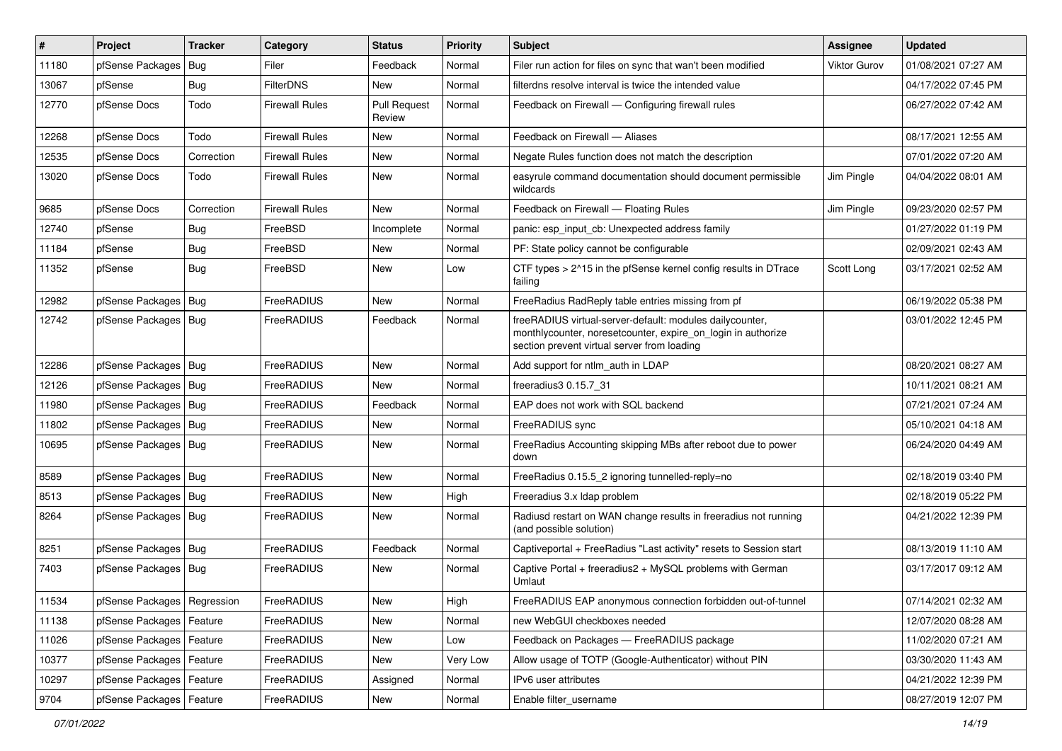| # | Project | Tracker | Category | Status | Priority | Subject | Assignee | Updated |
|---|---|---|---|---|---|---|---|---|
| 11180 | pfSense Packages | Bug | Filer | Feedback | Normal | Filer run action for files on sync that wan't been modified | Viktor Gurov | 01/08/2021 07:27 AM |
| 13067 | pfSense | Bug | FilterDNS | New | Normal | filterdns resolve interval is twice the intended value | | 04/17/2022 07:45 PM |
| 12770 | pfSense Docs | Todo | Firewall Rules | Pull Request Review | Normal | Feedback on Firewall — Configuring firewall rules | | 06/27/2022 07:42 AM |
| 12268 | pfSense Docs | Todo | Firewall Rules | New | Normal | Feedback on Firewall — Aliases | | 08/17/2021 12:55 AM |
| 12535 | pfSense Docs | Correction | Firewall Rules | New | Normal | Negate Rules function does not match the description | | 07/01/2022 07:20 AM |
| 13020 | pfSense Docs | Todo | Firewall Rules | New | Normal | easyrule command documentation should document permissible wildcards | Jim Pingle | 04/04/2022 08:01 AM |
| 9685 | pfSense Docs | Correction | Firewall Rules | New | Normal | Feedback on Firewall — Floating Rules | Jim Pingle | 09/23/2020 02:57 PM |
| 12740 | pfSense | Bug | FreeBSD | Incomplete | Normal | panic: esp_input_cb: Unexpected address family | | 01/27/2022 01:19 PM |
| 11184 | pfSense | Bug | FreeBSD | New | Normal | PF: State policy cannot be configurable | | 02/09/2021 02:43 AM |
| 11352 | pfSense | Bug | FreeBSD | New | Low | CTF types > 2^15 in the pfSense kernel config results in DTrace failing | Scott Long | 03/17/2021 02:52 AM |
| 12982 | pfSense Packages | Bug | FreeRADIUS | New | Normal | FreeRadius RadReply table entries missing from pf | | 06/19/2022 05:38 PM |
| 12742 | pfSense Packages | Bug | FreeRADIUS | Feedback | Normal | freeRADIUS virtual-server-default: modules dailycounter, monthlycounter, noresetcounter, expire_on_login in authorize section prevent virtual server from loading | | 03/01/2022 12:45 PM |
| 12286 | pfSense Packages | Bug | FreeRADIUS | New | Normal | Add support for ntlm_auth in LDAP | | 08/20/2021 08:27 AM |
| 12126 | pfSense Packages | Bug | FreeRADIUS | New | Normal | freeradius3 0.15.7_31 | | 10/11/2021 08:21 AM |
| 11980 | pfSense Packages | Bug | FreeRADIUS | Feedback | Normal | EAP does not work with SQL backend | | 07/21/2021 07:24 AM |
| 11802 | pfSense Packages | Bug | FreeRADIUS | New | Normal | FreeRADIUS sync | | 05/10/2021 04:18 AM |
| 10695 | pfSense Packages | Bug | FreeRADIUS | New | Normal | FreeRadius Accounting skipping MBs after reboot due to power down | | 06/24/2020 04:49 AM |
| 8589 | pfSense Packages | Bug | FreeRADIUS | New | Normal | FreeRadius 0.15.5_2 ignoring tunnelled-reply=no | | 02/18/2019 03:40 PM |
| 8513 | pfSense Packages | Bug | FreeRADIUS | New | High | Freeradius 3.x ldap problem | | 02/18/2019 05:22 PM |
| 8264 | pfSense Packages | Bug | FreeRADIUS | New | Normal | Radiusd restart on WAN change results in freeradius not running (and possible solution) | | 04/21/2022 12:39 PM |
| 8251 | pfSense Packages | Bug | FreeRADIUS | Feedback | Normal | Captiveportal + FreeRadius "Last activity" resets to Session start | | 08/13/2019 11:10 AM |
| 7403 | pfSense Packages | Bug | FreeRADIUS | New | Normal | Captive Portal + freeradius2 + MySQL problems with German Umlaut | | 03/17/2017 09:12 AM |
| 11534 | pfSense Packages | Regression | FreeRADIUS | New | High | FreeRADIUS EAP anonymous connection forbidden out-of-tunnel | | 07/14/2021 02:32 AM |
| 11138 | pfSense Packages | Feature | FreeRADIUS | New | Normal | new WebGUI checkboxes needed | | 12/07/2020 08:28 AM |
| 11026 | pfSense Packages | Feature | FreeRADIUS | New | Low | Feedback on Packages — FreeRADIUS package | | 11/02/2020 07:21 AM |
| 10377 | pfSense Packages | Feature | FreeRADIUS | New | Very Low | Allow usage of TOTP (Google-Authenticator) without PIN | | 03/30/2020 11:43 AM |
| 10297 | pfSense Packages | Feature | FreeRADIUS | Assigned | Normal | IPv6 user attributes | | 04/21/2022 12:39 PM |
| 9704 | pfSense Packages | Feature | FreeRADIUS | New | Normal | Enable filter_username | | 08/27/2019 12:07 PM |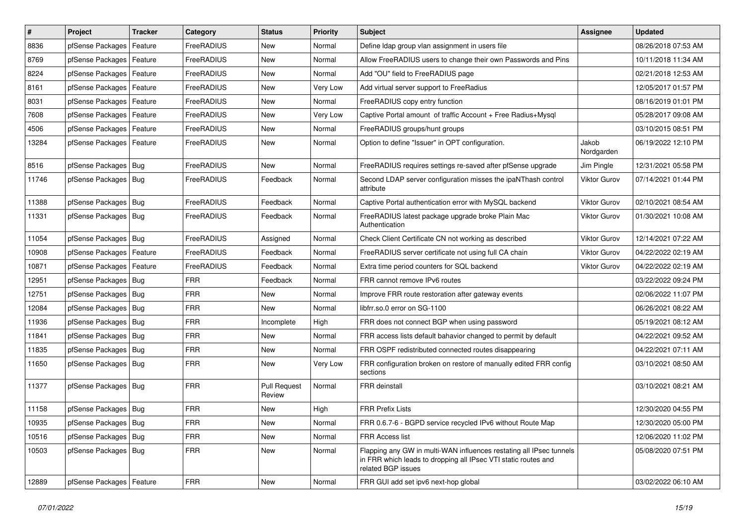| # | Project | Tracker | Category | Status | Priority | Subject | Assignee | Updated |
|---|---|---|---|---|---|---|---|---|
| 8836 | pfSense Packages | Feature | FreeRADIUS | New | Normal | Define ldap group vlan assignment in users file | | 08/26/2018 07:53 AM |
| 8769 | pfSense Packages | Feature | FreeRADIUS | New | Normal | Allow FreeRADIUS users to change their own Passwords and Pins | | 10/11/2018 11:34 AM |
| 8224 | pfSense Packages | Feature | FreeRADIUS | New | Normal | Add "OU" field to FreeRADIUS page | | 02/21/2018 12:53 AM |
| 8161 | pfSense Packages | Feature | FreeRADIUS | New | Very Low | Add virtual server support to FreeRadius | | 12/05/2017 01:57 PM |
| 8031 | pfSense Packages | Feature | FreeRADIUS | New | Normal | FreeRADIUS copy entry function | | 08/16/2019 01:01 PM |
| 7608 | pfSense Packages | Feature | FreeRADIUS | New | Very Low | Captive Portal amount of traffic Account + Free Radius+Mysql | | 05/28/2017 09:08 AM |
| 4506 | pfSense Packages | Feature | FreeRADIUS | New | Normal | FreeRADIUS groups/hunt groups | | 03/10/2015 08:51 PM |
| 13284 | pfSense Packages | Feature | FreeRADIUS | New | Normal | Option to define "Issuer" in OPT configuration. | Jakob Nordgarden | 06/19/2022 12:10 PM |
| 8516 | pfSense Packages | Bug | FreeRADIUS | New | Normal | FreeRADIUS requires settings re-saved after pfSense upgrade | Jim Pingle | 12/31/2021 05:58 PM |
| 11746 | pfSense Packages | Bug | FreeRADIUS | Feedback | Normal | Second LDAP server configuration misses the ipaNThash control attribute | Viktor Gurov | 07/14/2021 01:44 PM |
| 11388 | pfSense Packages | Bug | FreeRADIUS | Feedback | Normal | Captive Portal authentication error with MySQL backend | Viktor Gurov | 02/10/2021 08:54 AM |
| 11331 | pfSense Packages | Bug | FreeRADIUS | Feedback | Normal | FreeRADIUS latest package upgrade broke Plain Mac Authentication | Viktor Gurov | 01/30/2021 10:08 AM |
| 11054 | pfSense Packages | Bug | FreeRADIUS | Assigned | Normal | Check Client Certificate CN not working as described | Viktor Gurov | 12/14/2021 07:22 AM |
| 10908 | pfSense Packages | Feature | FreeRADIUS | Feedback | Normal | FreeRADIUS server certificate not using full CA chain | Viktor Gurov | 04/22/2022 02:19 AM |
| 10871 | pfSense Packages | Feature | FreeRADIUS | Feedback | Normal | Extra time period counters for SQL backend | Viktor Gurov | 04/22/2022 02:19 AM |
| 12951 | pfSense Packages | Bug | FRR | Feedback | Normal | FRR cannot remove IPv6 routes | | 03/22/2022 09:24 PM |
| 12751 | pfSense Packages | Bug | FRR | New | Normal | Improve FRR route restoration after gateway events | | 02/06/2022 11:07 PM |
| 12084 | pfSense Packages | Bug | FRR | New | Normal | libfrr.so.0 error on SG-1100 | | 06/26/2021 08:22 AM |
| 11936 | pfSense Packages | Bug | FRR | Incomplete | High | FRR does not connect BGP when using password | | 05/19/2021 08:12 AM |
| 11841 | pfSense Packages | Bug | FRR | New | Normal | FRR access lists default bahavior changed to permit by default | | 04/22/2021 09:52 AM |
| 11835 | pfSense Packages | Bug | FRR | New | Normal | FRR OSPF redistributed connected routes disappearing | | 04/22/2021 07:11 AM |
| 11650 | pfSense Packages | Bug | FRR | New | Very Low | FRR configuration broken on restore of manually edited FRR config sections | | 03/10/2021 08:50 AM |
| 11377 | pfSense Packages | Bug | FRR | Pull Request Review | Normal | FRR deinstall | | 03/10/2021 08:21 AM |
| 11158 | pfSense Packages | Bug | FRR | New | High | FRR Prefix Lists | | 12/30/2020 04:55 PM |
| 10935 | pfSense Packages | Bug | FRR | New | Normal | FRR 0.6.7-6 - BGPD service recycled IPv6 without Route Map | | 12/30/2020 05:00 PM |
| 10516 | pfSense Packages | Bug | FRR | New | Normal | FRR Access list | | 12/06/2020 11:02 PM |
| 10503 | pfSense Packages | Bug | FRR | New | Normal | Flapping any GW in multi-WAN influences restating all IPsec tunnels in FRR which leads to dropping all IPsec VTI static routes and related BGP issues | | 05/08/2020 07:51 PM |
| 12889 | pfSense Packages | Feature | FRR | New | Normal | FRR GUI add set ipv6 next-hop global | | 03/02/2022 06:10 AM |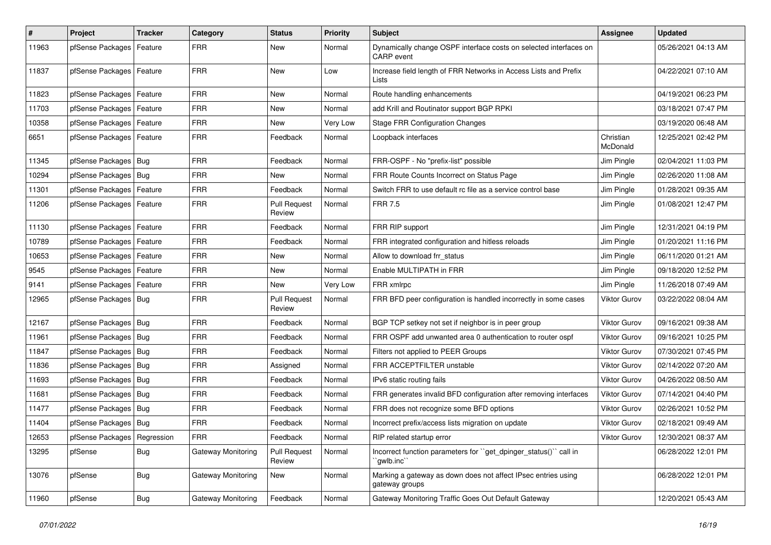| # | Project | Tracker | Category | Status | Priority | Subject | Assignee | Updated |
|---|---|---|---|---|---|---|---|---|
| 11963 | pfSense Packages | Feature | FRR | New | Normal | Dynamically change OSPF interface costs on selected interfaces on CARP event | | 05/26/2021 04:13 AM |
| 11837 | pfSense Packages | Feature | FRR | New | Low | Increase field length of FRR Networks in Access Lists and Prefix Lists | | 04/22/2021 07:10 AM |
| 11823 | pfSense Packages | Feature | FRR | New | Normal | Route handling enhancements | | 04/19/2021 06:23 PM |
| 11703 | pfSense Packages | Feature | FRR | New | Normal | add Krill and Routinator support BGP RPKI | | 03/18/2021 07:47 PM |
| 10358 | pfSense Packages | Feature | FRR | New | Very Low | Stage FRR Configuration Changes | | 03/19/2020 06:48 AM |
| 6651 | pfSense Packages | Feature | FRR | Feedback | Normal | Loopback interfaces | Christian McDonald | 12/25/2021 02:42 PM |
| 11345 | pfSense Packages | Bug | FRR | Feedback | Normal | FRR-OSPF - No "prefix-list" possible | Jim Pingle | 02/04/2021 11:03 PM |
| 10294 | pfSense Packages | Bug | FRR | New | Normal | FRR Route Counts Incorrect on Status Page | Jim Pingle | 02/26/2020 11:08 AM |
| 11301 | pfSense Packages | Feature | FRR | Feedback | Normal | Switch FRR to use default rc file as a service control base | Jim Pingle | 01/28/2021 09:35 AM |
| 11206 | pfSense Packages | Feature | FRR | Pull Request Review | Normal | FRR 7.5 | Jim Pingle | 01/08/2021 12:47 PM |
| 11130 | pfSense Packages | Feature | FRR | Feedback | Normal | FRR RIP support | Jim Pingle | 12/31/2021 04:19 PM |
| 10789 | pfSense Packages | Feature | FRR | Feedback | Normal | FRR integrated configuration and hitless reloads | Jim Pingle | 01/20/2021 11:16 PM |
| 10653 | pfSense Packages | Feature | FRR | New | Normal | Allow to download frr_status | Jim Pingle | 06/11/2020 01:21 AM |
| 9545 | pfSense Packages | Feature | FRR | New | Normal | Enable MULTIPATH in FRR | Jim Pingle | 09/18/2020 12:52 PM |
| 9141 | pfSense Packages | Feature | FRR | New | Very Low | FRR xmlrpc | Jim Pingle | 11/26/2018 07:49 AM |
| 12965 | pfSense Packages | Bug | FRR | Pull Request Review | Normal | FRR BFD peer configuration is handled incorrectly in some cases | Viktor Gurov | 03/22/2022 08:04 AM |
| 12167 | pfSense Packages | Bug | FRR | Feedback | Normal | BGP TCP setkey not set if neighbor is in peer group | Viktor Gurov | 09/16/2021 09:38 AM |
| 11961 | pfSense Packages | Bug | FRR | Feedback | Normal | FRR OSPF add unwanted area 0 authentication to router ospf | Viktor Gurov | 09/16/2021 10:25 PM |
| 11847 | pfSense Packages | Bug | FRR | Feedback | Normal | Filters not applied to PEER Groups | Viktor Gurov | 07/30/2021 07:45 PM |
| 11836 | pfSense Packages | Bug | FRR | Assigned | Normal | FRR ACCEPTFILTER unstable | Viktor Gurov | 02/14/2022 07:20 AM |
| 11693 | pfSense Packages | Bug | FRR | Feedback | Normal | IPv6 static routing fails | Viktor Gurov | 04/26/2022 08:50 AM |
| 11681 | pfSense Packages | Bug | FRR | Feedback | Normal | FRR generates invalid BFD configuration after removing interfaces | Viktor Gurov | 07/14/2021 04:40 PM |
| 11477 | pfSense Packages | Bug | FRR | Feedback | Normal | FRR does not recognize some BFD options | Viktor Gurov | 02/26/2021 10:52 PM |
| 11404 | pfSense Packages | Bug | FRR | Feedback | Normal | Incorrect prefix/access lists migration on update | Viktor Gurov | 02/18/2021 09:49 AM |
| 12653 | pfSense Packages | Regression | FRR | Feedback | Normal | RIP related startup error | Viktor Gurov | 12/30/2021 08:37 AM |
| 13295 | pfSense | Bug | Gateway Monitoring | Pull Request Review | Normal | Incorrect function parameters for ``get_dpinger_status()`` call in ``gwlb.inc`` | | 06/28/2022 12:01 PM |
| 13076 | pfSense | Bug | Gateway Monitoring | New | Normal | Marking a gateway as down does not affect IPsec entries using gateway groups | | 06/28/2022 12:01 PM |
| 11960 | pfSense | Bug | Gateway Monitoring | Feedback | Normal | Gateway Monitoring Traffic Goes Out Default Gateway | | 12/20/2021 05:43 AM |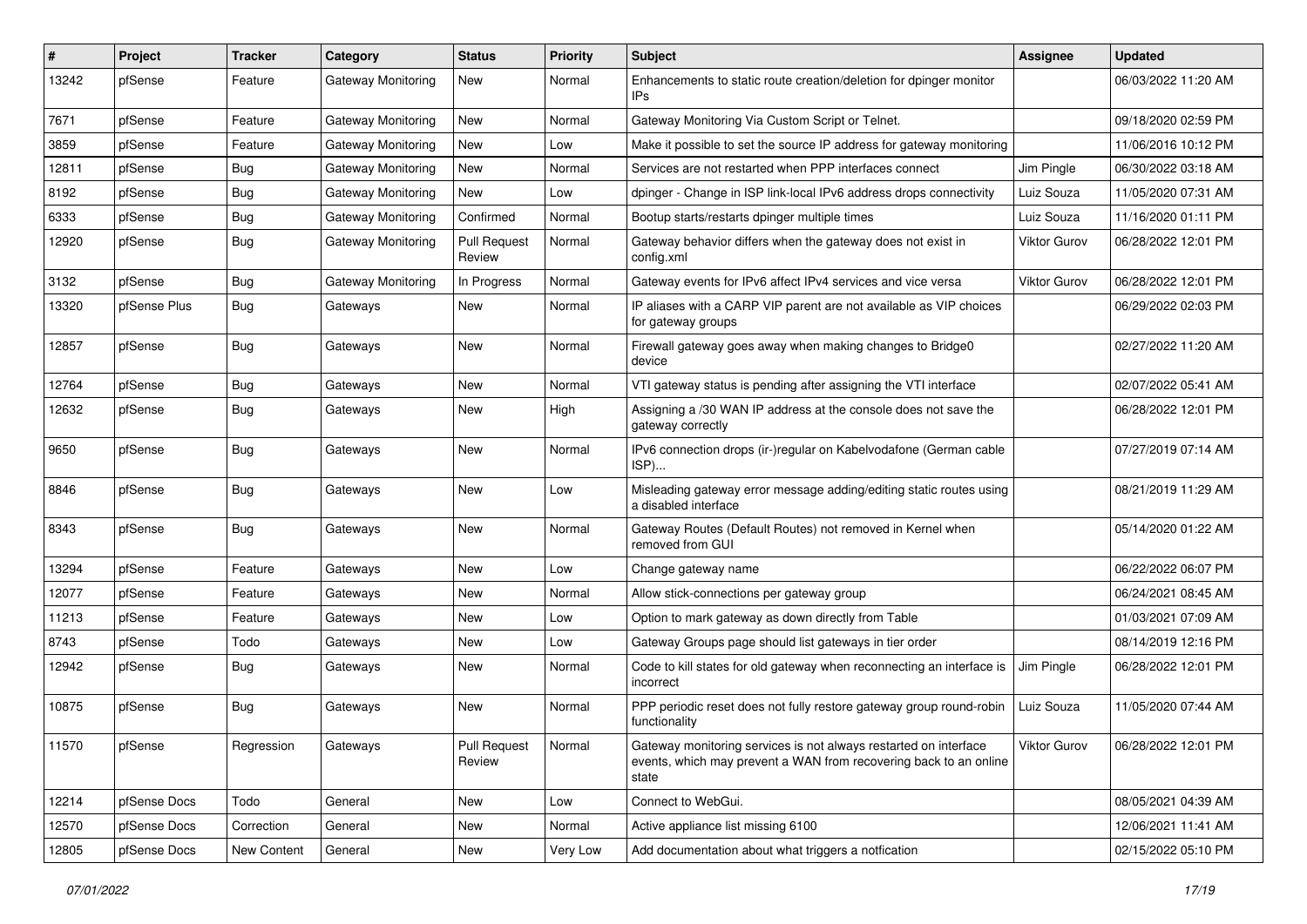| # | Project | Tracker | Category | Status | Priority | Subject | Assignee | Updated |
|---|---|---|---|---|---|---|---|---|
| 13242 | pfSense | Feature | Gateway Monitoring | New | Normal | Enhancements to static route creation/deletion for dpinger monitor IPs | | 06/03/2022 11:20 AM |
| 7671 | pfSense | Feature | Gateway Monitoring | New | Normal | Gateway Monitoring Via Custom Script or Telnet. | | 09/18/2020 02:59 PM |
| 3859 | pfSense | Feature | Gateway Monitoring | New | Low | Make it possible to set the source IP address for gateway monitoring | | 11/06/2016 10:12 PM |
| 12811 | pfSense | Bug | Gateway Monitoring | New | Normal | Services are not restarted when PPP interfaces connect | Jim Pingle | 06/30/2022 03:18 AM |
| 8192 | pfSense | Bug | Gateway Monitoring | New | Low | dpinger - Change in ISP link-local IPv6 address drops connectivity | Luiz Souza | 11/05/2020 07:31 AM |
| 6333 | pfSense | Bug | Gateway Monitoring | Confirmed | Normal | Bootup starts/restarts dpinger multiple times | Luiz Souza | 11/16/2020 01:11 PM |
| 12920 | pfSense | Bug | Gateway Monitoring | Pull Request Review | Normal | Gateway behavior differs when the gateway does not exist in config.xml | Viktor Gurov | 06/28/2022 12:01 PM |
| 3132 | pfSense | Bug | Gateway Monitoring | In Progress | Normal | Gateway events for IPv6 affect IPv4 services and vice versa | Viktor Gurov | 06/28/2022 12:01 PM |
| 13320 | pfSense Plus | Bug | Gateways | New | Normal | IP aliases with a CARP VIP parent are not available as VIP choices for gateway groups | | 06/29/2022 02:03 PM |
| 12857 | pfSense | Bug | Gateways | New | Normal | Firewall gateway goes away when making changes to Bridge0 device | | 02/27/2022 11:20 AM |
| 12764 | pfSense | Bug | Gateways | New | Normal | VTI gateway status is pending after assigning the VTI interface | | 02/07/2022 05:41 AM |
| 12632 | pfSense | Bug | Gateways | New | High | Assigning a /30 WAN IP address at the console does not save the gateway correctly | | 06/28/2022 12:01 PM |
| 9650 | pfSense | Bug | Gateways | New | Normal | IPv6 connection drops (ir-)regular on Kabelvodafone (German cable ISP)... | | 07/27/2019 07:14 AM |
| 8846 | pfSense | Bug | Gateways | New | Low | Misleading gateway error message adding/editing static routes using a disabled interface | | 08/21/2019 11:29 AM |
| 8343 | pfSense | Bug | Gateways | New | Normal | Gateway Routes (Default Routes) not removed in Kernel when removed from GUI | | 05/14/2020 01:22 AM |
| 13294 | pfSense | Feature | Gateways | New | Low | Change gateway name | | 06/22/2022 06:07 PM |
| 12077 | pfSense | Feature | Gateways | New | Normal | Allow stick-connections per gateway group | | 06/24/2021 08:45 AM |
| 11213 | pfSense | Feature | Gateways | New | Low | Option to mark gateway as down directly from Table | | 01/03/2021 07:09 AM |
| 8743 | pfSense | Todo | Gateways | New | Low | Gateway Groups page should list gateways in tier order | | 08/14/2019 12:16 PM |
| 12942 | pfSense | Bug | Gateways | New | Normal | Code to kill states for old gateway when reconnecting an interface is incorrect | Jim Pingle | 06/28/2022 12:01 PM |
| 10875 | pfSense | Bug | Gateways | New | Normal | PPP periodic reset does not fully restore gateway group round-robin functionality | Luiz Souza | 11/05/2020 07:44 AM |
| 11570 | pfSense | Regression | Gateways | Pull Request Review | Normal | Gateway monitoring services is not always restarted on interface events, which may prevent a WAN from recovering back to an online state | Viktor Gurov | 06/28/2022 12:01 PM |
| 12214 | pfSense Docs | Todo | General | New | Low | Connect to WebGui. | | 08/05/2021 04:39 AM |
| 12570 | pfSense Docs | Correction | General | New | Normal | Active appliance list missing 6100 | | 12/06/2021 11:41 AM |
| 12805 | pfSense Docs | New Content | General | New | Very Low | Add documentation about what triggers a notfication | | 02/15/2022 05:10 PM |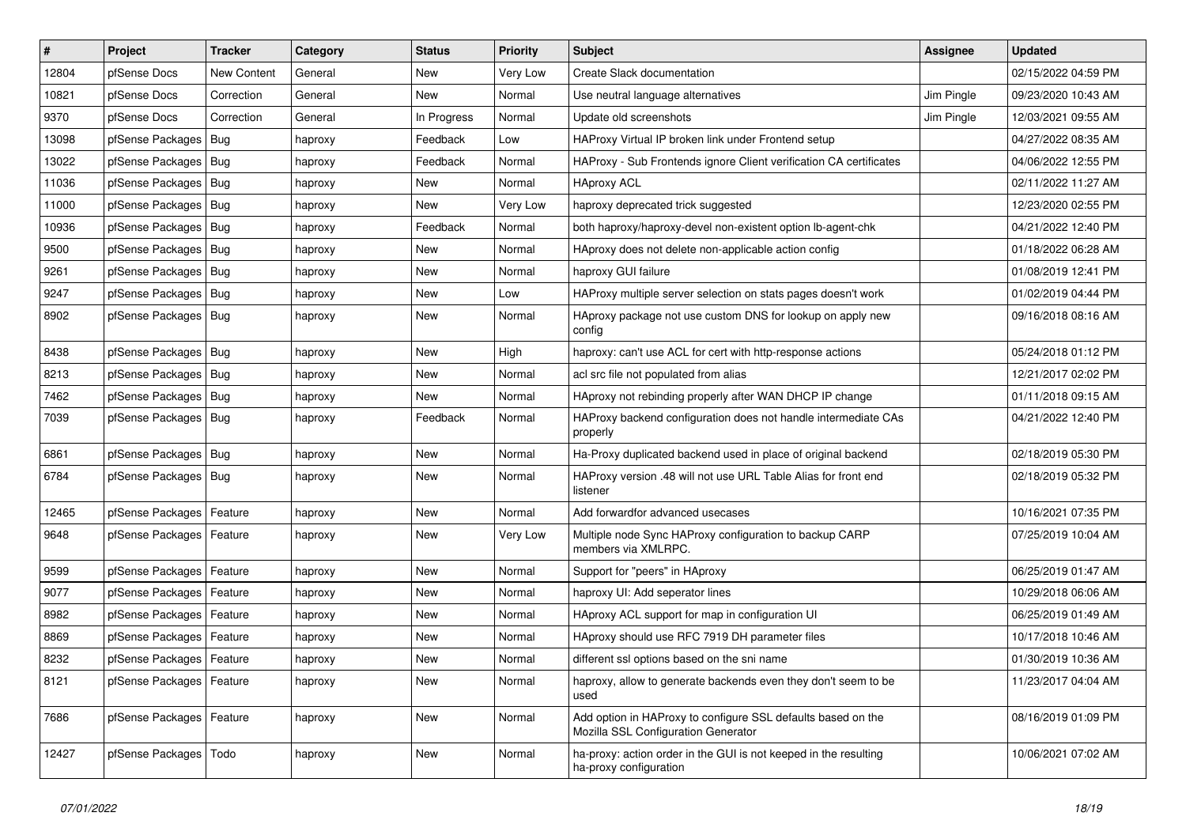| # | Project | Tracker | Category | Status | Priority | Subject | Assignee | Updated |
|---|---|---|---|---|---|---|---|---|
| 12804 | pfSense Docs | New Content | General | New | Very Low | Create Slack documentation | | 02/15/2022 04:59 PM |
| 10821 | pfSense Docs | Correction | General | New | Normal | Use neutral language alternatives | Jim Pingle | 09/23/2020 10:43 AM |
| 9370 | pfSense Docs | Correction | General | In Progress | Normal | Update old screenshots | Jim Pingle | 12/03/2021 09:55 AM |
| 13098 | pfSense Packages | Bug | haproxy | Feedback | Low | HAProxy Virtual IP broken link under Frontend setup | | 04/27/2022 08:35 AM |
| 13022 | pfSense Packages | Bug | haproxy | Feedback | Normal | HAProxy - Sub Frontends ignore Client verification CA certificates | | 04/06/2022 12:55 PM |
| 11036 | pfSense Packages | Bug | haproxy | New | Normal | HAproxy ACL | | 02/11/2022 11:27 AM |
| 11000 | pfSense Packages | Bug | haproxy | New | Very Low | haproxy deprecated trick suggested | | 12/23/2020 02:55 PM |
| 10936 | pfSense Packages | Bug | haproxy | Feedback | Normal | both haproxy/haproxy-devel non-existent option lb-agent-chk | | 04/21/2022 12:40 PM |
| 9500 | pfSense Packages | Bug | haproxy | New | Normal | HAproxy does not delete non-applicable action config | | 01/18/2022 06:28 AM |
| 9261 | pfSense Packages | Bug | haproxy | New | Normal | haproxy GUI failure | | 01/08/2019 12:41 PM |
| 9247 | pfSense Packages | Bug | haproxy | New | Low | HAProxy multiple server selection on stats pages doesn't work | | 01/02/2019 04:44 PM |
| 8902 | pfSense Packages | Bug | haproxy | New | Normal | HAproxy package not use custom DNS for lookup on apply new config | | 09/16/2018 08:16 AM |
| 8438 | pfSense Packages | Bug | haproxy | New | High | haproxy: can't use ACL for cert with http-response actions | | 05/24/2018 01:12 PM |
| 8213 | pfSense Packages | Bug | haproxy | New | Normal | acl src file not populated from alias | | 12/21/2017 02:02 PM |
| 7462 | pfSense Packages | Bug | haproxy | New | Normal | HAproxy not rebinding properly after WAN DHCP IP change | | 01/11/2018 09:15 AM |
| 7039 | pfSense Packages | Bug | haproxy | Feedback | Normal | HAProxy backend configuration does not handle intermediate CAs properly | | 04/21/2022 12:40 PM |
| 6861 | pfSense Packages | Bug | haproxy | New | Normal | Ha-Proxy duplicated backend used in place of original backend | | 02/18/2019 05:30 PM |
| 6784 | pfSense Packages | Bug | haproxy | New | Normal | HAProxy version .48 will not use URL Table Alias for front end listener | | 02/18/2019 05:32 PM |
| 12465 | pfSense Packages | Feature | haproxy | New | Normal | Add forwardfor advanced usecases | | 10/16/2021 07:35 PM |
| 9648 | pfSense Packages | Feature | haproxy | New | Very Low | Multiple node Sync HAProxy configuration to backup CARP members via XMLRPC. | | 07/25/2019 10:04 AM |
| 9599 | pfSense Packages | Feature | haproxy | New | Normal | Support for "peers" in HAproxy | | 06/25/2019 01:47 AM |
| 9077 | pfSense Packages | Feature | haproxy | New | Normal | haproxy UI: Add seperator lines | | 10/29/2018 06:06 AM |
| 8982 | pfSense Packages | Feature | haproxy | New | Normal | HAproxy ACL support for map in configuration UI | | 06/25/2019 01:49 AM |
| 8869 | pfSense Packages | Feature | haproxy | New | Normal | HAproxy should use RFC 7919 DH parameter files | | 10/17/2018 10:46 AM |
| 8232 | pfSense Packages | Feature | haproxy | New | Normal | different ssl options based on the sni name | | 01/30/2019 10:36 AM |
| 8121 | pfSense Packages | Feature | haproxy | New | Normal | haproxy, allow to generate backends even they don't seem to be used | | 11/23/2017 04:04 AM |
| 7686 | pfSense Packages | Feature | haproxy | New | Normal | Add option in HAProxy to configure SSL defaults based on the Mozilla SSL Configuration Generator | | 08/16/2019 01:09 PM |
| 12427 | pfSense Packages | Todo | haproxy | New | Normal | ha-proxy: action order in the GUI is not keeped in the resulting ha-proxy configuration | | 10/06/2021 07:02 AM |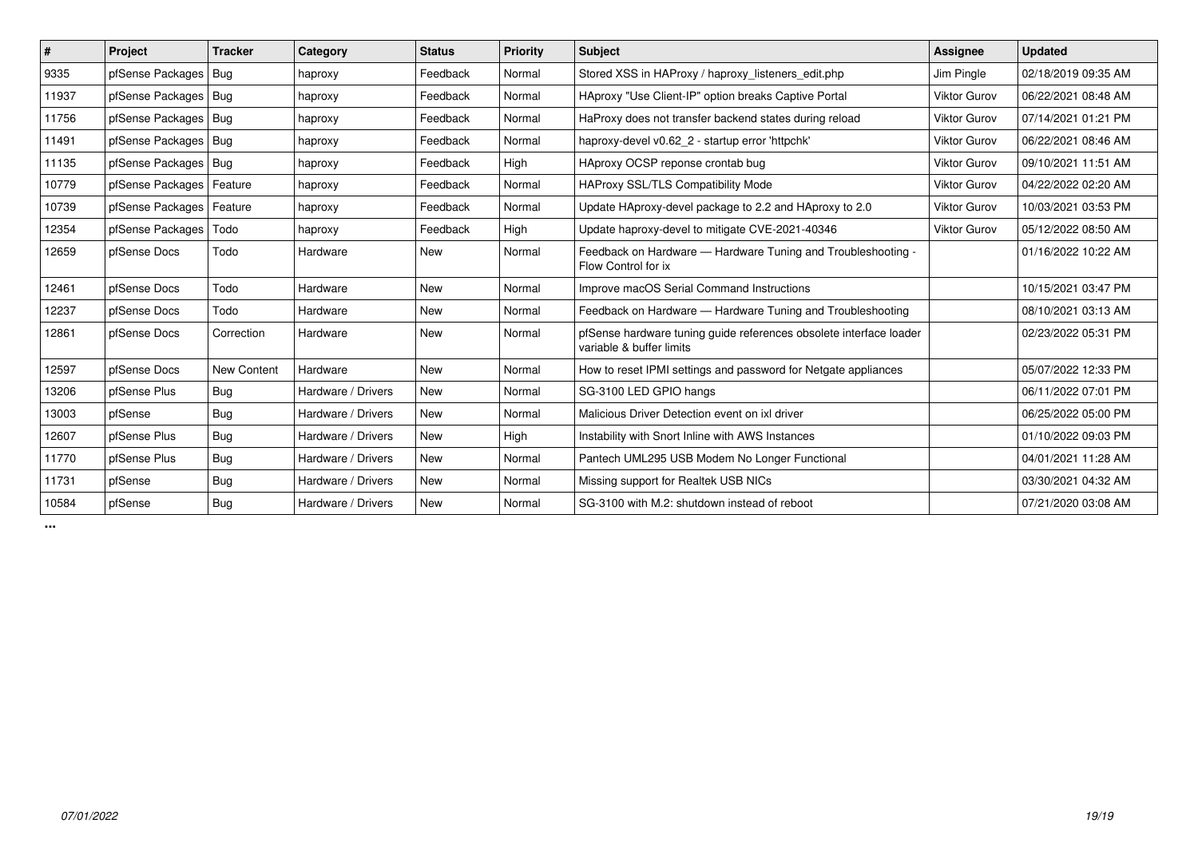| # | Project | Tracker | Category | Status | Priority | Subject | Assignee | Updated |
|---|---|---|---|---|---|---|---|---|
| 9335 | pfSense Packages | Bug | haproxy | Feedback | Normal | Stored XSS in HAProxy / haproxy_listeners_edit.php | Jim Pingle | 02/18/2019 09:35 AM |
| 11937 | pfSense Packages | Bug | haproxy | Feedback | Normal | HAproxy "Use Client-IP" option breaks Captive Portal | Viktor Gurov | 06/22/2021 08:48 AM |
| 11756 | pfSense Packages | Bug | haproxy | Feedback | Normal | HaProxy does not transfer backend states during reload | Viktor Gurov | 07/14/2021 01:21 PM |
| 11491 | pfSense Packages | Bug | haproxy | Feedback | Normal | haproxy-devel v0.62_2 - startup error 'httpchk' | Viktor Gurov | 06/22/2021 08:46 AM |
| 11135 | pfSense Packages | Bug | haproxy | Feedback | High | HAproxy OCSP reponse crontab bug | Viktor Gurov | 09/10/2021 11:51 AM |
| 10779 | pfSense Packages | Feature | haproxy | Feedback | Normal | HAProxy SSL/TLS Compatibility Mode | Viktor Gurov | 04/22/2022 02:20 AM |
| 10739 | pfSense Packages | Feature | haproxy | Feedback | Normal | Update HAproxy-devel package to 2.2 and HAproxy to 2.0 | Viktor Gurov | 10/03/2021 03:53 PM |
| 12354 | pfSense Packages | Todo | haproxy | Feedback | High | Update haproxy-devel to mitigate CVE-2021-40346 | Viktor Gurov | 05/12/2022 08:50 AM |
| 12659 | pfSense Docs | Todo | Hardware | New | Normal | Feedback on Hardware — Hardware Tuning and Troubleshooting - Flow Control for ix | | 01/16/2022 10:22 AM |
| 12461 | pfSense Docs | Todo | Hardware | New | Normal | Improve macOS Serial Command Instructions | | 10/15/2021 03:47 PM |
| 12237 | pfSense Docs | Todo | Hardware | New | Normal | Feedback on Hardware — Hardware Tuning and Troubleshooting | | 08/10/2021 03:13 AM |
| 12861 | pfSense Docs | Correction | Hardware | New | Normal | pfSense hardware tuning guide references obsolete interface loader variable & buffer limits | | 02/23/2022 05:31 PM |
| 12597 | pfSense Docs | New Content | Hardware | New | Normal | How to reset IPMI settings and password for Netgate appliances | | 05/07/2022 12:33 PM |
| 13206 | pfSense Plus | Bug | Hardware / Drivers | New | Normal | SG-3100 LED GPIO hangs | | 06/11/2022 07:01 PM |
| 13003 | pfSense | Bug | Hardware / Drivers | New | Normal | Malicious Driver Detection event on ixl driver | | 06/25/2022 05:00 PM |
| 12607 | pfSense Plus | Bug | Hardware / Drivers | New | High | Instability with Snort Inline with AWS Instances | | 01/10/2022 09:03 PM |
| 11770 | pfSense Plus | Bug | Hardware / Drivers | New | Normal | Pantech UML295 USB Modem No Longer Functional | | 04/01/2021 11:28 AM |
| 11731 | pfSense | Bug | Hardware / Drivers | New | Normal | Missing support for Realtek USB NICs | | 03/30/2021 04:32 AM |
| 10584 | pfSense | Bug | Hardware / Drivers | New | Normal | SG-3100 with M.2: shutdown instead of reboot | | 07/21/2020 03:08 AM |

...